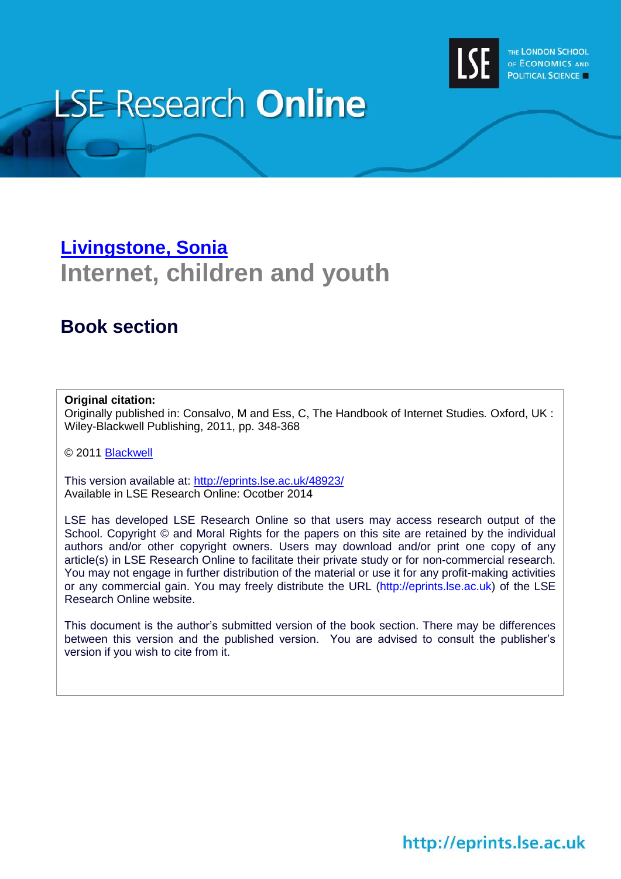LSE Research **Online**

THE LONDON SCHOOL OF ECONOMICS AND POLITICAL SCIENCE

## [Livingstone, Sonia](#)

# Internet, children and youth

## Book section

**Original citation:**
Originally published in: Consalvo, M and Ess, C, The Handbook of Internet Studies. Oxford, UK : Wiley-Blackwell Publishing, 2011, pp. 348-368

© 2011 [Blackwell](#)

This version available at: http://eprints.lse.ac.uk/48923/
Available in LSE Research Online: Ocotber 2014

LSE has developed LSE Research Online so that users may access research output of the School. Copyright © and Moral Rights for the papers on this site are retained by the individual authors and/or other copyright owners. Users may download and/or print one copy of any article(s) in LSE Research Online to facilitate their private study or for non-commercial research. You may not engage in further distribution of the material or use it for any profit-making activities or any commercial gain. You may freely distribute the URL (http://eprints.lse.ac.uk) of the LSE Research Online website.

This document is the author's submitted version of the book section. There may be differences between this version and the published version. You are advised to consult the publisher's version if you wish to cite from it.

http://eprints.lse.ac.uk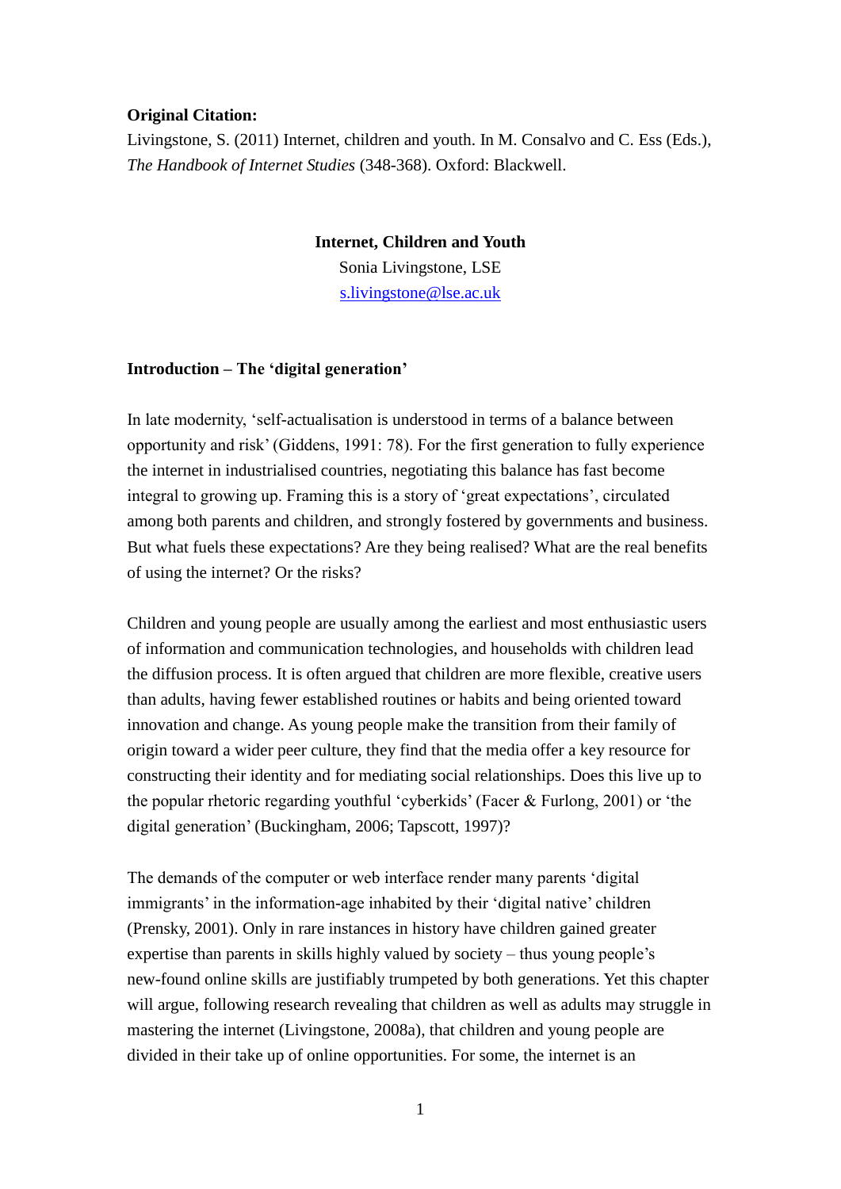**Original Citation:**

Livingstone, S. (2011) Internet, children and youth. In M. Consalvo and C. Ess (Eds.), *The Handbook of Internet Studies* (348-368). Oxford: Blackwell.

# Internet, Children and Youth

Sonia Livingstone, LSE

s.livingstone@lse.ac.uk

## Introduction – The 'digital generation'

In late modernity, 'self-actualisation is understood in terms of a balance between opportunity and risk' (Giddens, 1991: 78). For the first generation to fully experience the internet in industrialised countries, negotiating this balance has fast become integral to growing up. Framing this is a story of 'great expectations', circulated among both parents and children, and strongly fostered by governments and business. But what fuels these expectations? Are they being realised? What are the real benefits of using the internet? Or the risks?

Children and young people are usually among the earliest and most enthusiastic users of information and communication technologies, and households with children lead the diffusion process. It is often argued that children are more flexible, creative users than adults, having fewer established routines or habits and being oriented toward innovation and change. As young people make the transition from their family of origin toward a wider peer culture, they find that the media offer a key resource for constructing their identity and for mediating social relationships. Does this live up to the popular rhetoric regarding youthful 'cyberkids' (Facer & Furlong, 2001) or 'the digital generation' (Buckingham, 2006; Tapscott, 1997)?

The demands of the computer or web interface render many parents 'digital immigrants' in the information-age inhabited by their 'digital native' children (Prensky, 2001). Only in rare instances in history have children gained greater expertise than parents in skills highly valued by society – thus young people's new-found online skills are justifiably trumpeted by both generations. Yet this chapter will argue, following research revealing that children as well as adults may struggle in mastering the internet (Livingstone, 2008a), that children and young people are divided in their take up of online opportunities. For some, the internet is an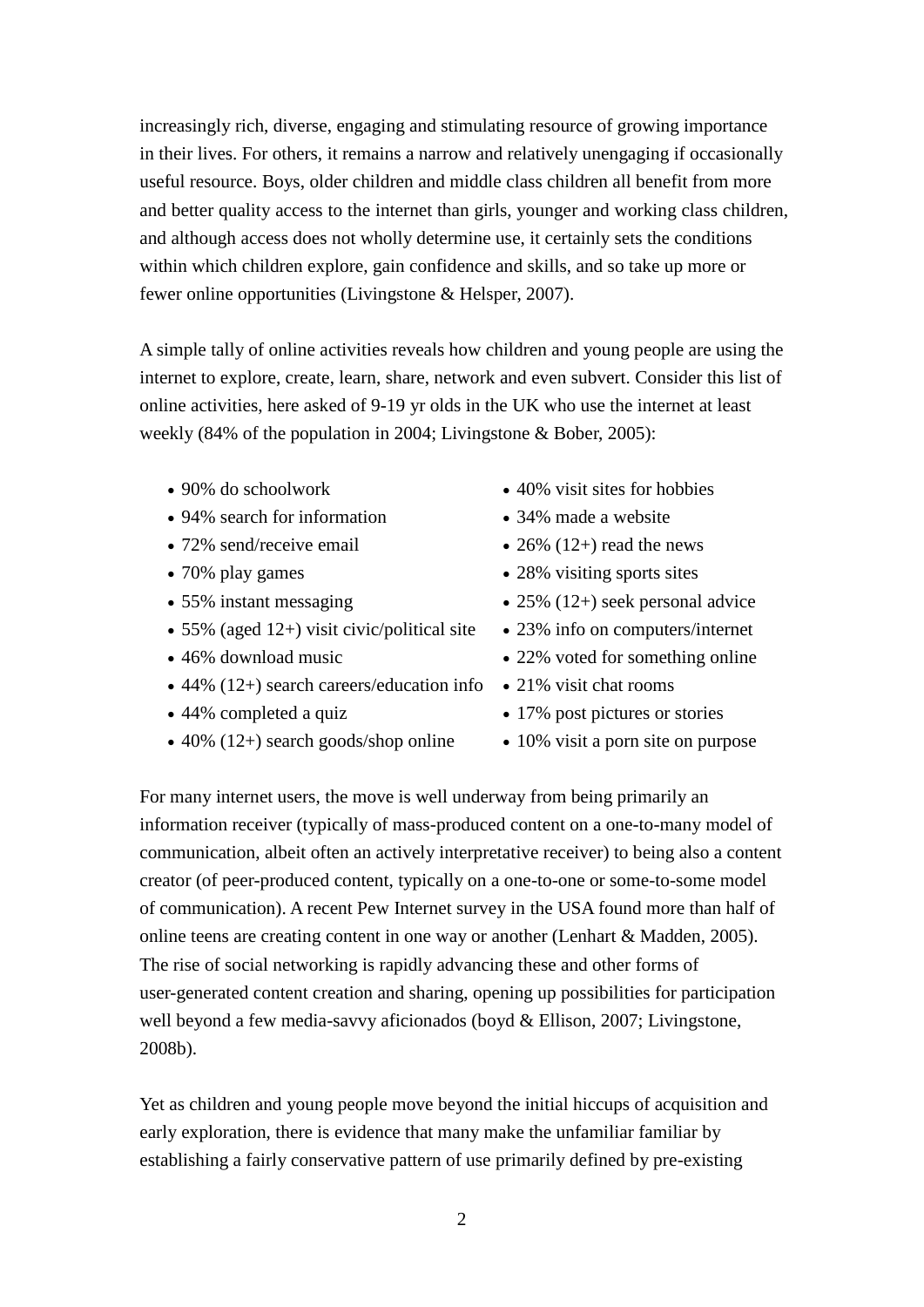increasingly rich, diverse, engaging and stimulating resource of growing importance in their lives. For others, it remains a narrow and relatively unengaging if occasionally useful resource. Boys, older children and middle class children all benefit from more and better quality access to the internet than girls, younger and working class children, and although access does not wholly determine use, it certainly sets the conditions within which children explore, gain confidence and skills, and so take up more or fewer online opportunities (Livingstone & Helsper, 2007).

A simple tally of online activities reveals how children and young people are using the internet to explore, create, learn, share, network and even subvert. Consider this list of online activities, here asked of 9-19 yr olds in the UK who use the internet at least weekly (84% of the population in 2004; Livingstone & Bober, 2005):

- 90% do schoolwork
- 94% search for information
- 72% send/receive email
- 70% play games
- 55% instant messaging
- 55% (aged 12+) visit civic/political site
- 46% download music
- 44% (12+) search careers/education info
- 44% completed a quiz
- 40% (12+) search goods/shop online
- 40% visit sites for hobbies
- 34% made a website
- 26% (12+) read the news
- 28% visiting sports sites
- 25% (12+) seek personal advice
- 23% info on computers/internet
- 22% voted for something online
- 21% visit chat rooms
- 17% post pictures or stories
- 10% visit a porn site on purpose

For many internet users, the move is well underway from being primarily an information receiver (typically of mass-produced content on a one-to-many model of communication, albeit often an actively interpretative receiver) to being also a content creator (of peer-produced content, typically on a one-to-one or some-to-some model of communication). A recent Pew Internet survey in the USA found more than half of online teens are creating content in one way or another (Lenhart & Madden, 2005). The rise of social networking is rapidly advancing these and other forms of user-generated content creation and sharing, opening up possibilities for participation well beyond a few media-savvy aficionados (boyd & Ellison, 2007; Livingstone, 2008b).

Yet as children and young people move beyond the initial hiccups of acquisition and early exploration, there is evidence that many make the unfamiliar familiar by establishing a fairly conservative pattern of use primarily defined by pre-existing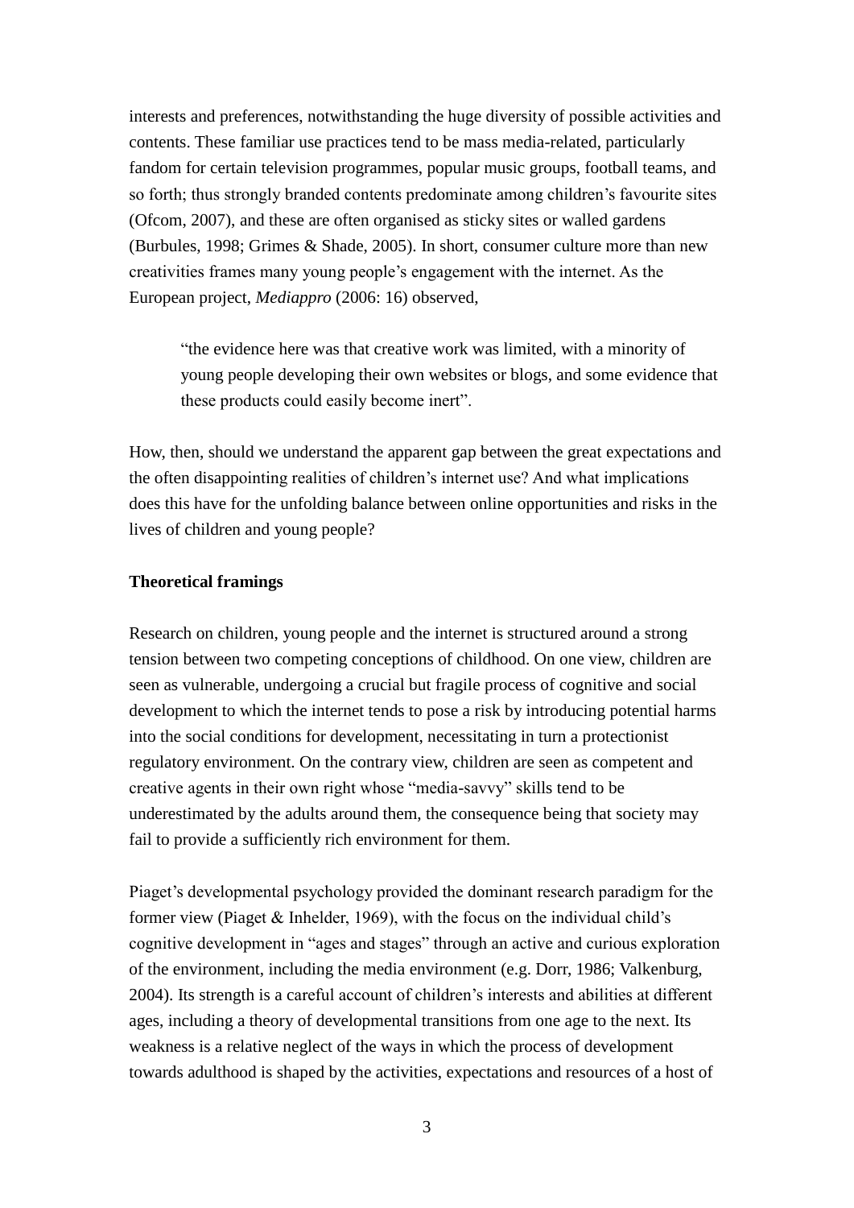interests and preferences, notwithstanding the huge diversity of possible activities and contents. These familiar use practices tend to be mass media-related, particularly fandom for certain television programmes, popular music groups, football teams, and so forth; thus strongly branded contents predominate among children's favourite sites (Ofcom, 2007), and these are often organised as sticky sites or walled gardens (Burbules, 1998; Grimes & Shade, 2005). In short, consumer culture more than new creativities frames many young people's engagement with the internet. As the European project, *Mediappro* (2006: 16) observed,

> "the evidence here was that creative work was limited, with a minority of young people developing their own websites or blogs, and some evidence that these products could easily become inert".

How, then, should we understand the apparent gap between the great expectations and the often disappointing realities of children's internet use? And what implications does this have for the unfolding balance between online opportunities and risks in the lives of children and young people?

**Theoretical framings**

Research on children, young people and the internet is structured around a strong tension between two competing conceptions of childhood. On one view, children are seen as vulnerable, undergoing a crucial but fragile process of cognitive and social development to which the internet tends to pose a risk by introducing potential harms into the social conditions for development, necessitating in turn a protectionist regulatory environment. On the contrary view, children are seen as competent and creative agents in their own right whose "media-savvy" skills tend to be underestimated by the adults around them, the consequence being that society may fail to provide a sufficiently rich environment for them.

Piaget's developmental psychology provided the dominant research paradigm for the former view (Piaget & Inhelder, 1969), with the focus on the individual child's cognitive development in "ages and stages" through an active and curious exploration of the environment, including the media environment (e.g. Dorr, 1986; Valkenburg, 2004). Its strength is a careful account of children's interests and abilities at different ages, including a theory of developmental transitions from one age to the next. Its weakness is a relative neglect of the ways in which the process of development towards adulthood is shaped by the activities, expectations and resources of a host of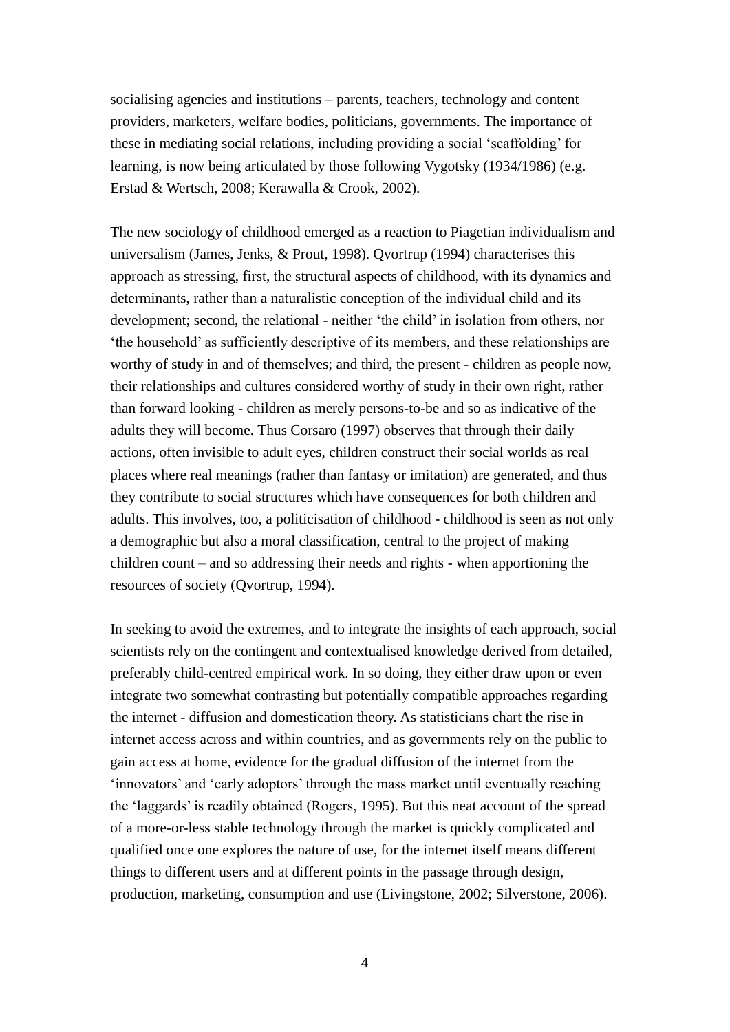socialising agencies and institutions – parents, teachers, technology and content providers, marketers, welfare bodies, politicians, governments. The importance of these in mediating social relations, including providing a social 'scaffolding' for learning, is now being articulated by those following Vygotsky (1934/1986) (e.g. Erstad & Wertsch, 2008; Kerawalla & Crook, 2002).

The new sociology of childhood emerged as a reaction to Piagetian individualism and universalism (James, Jenks, & Prout, 1998). Qvortrup (1994) characterises this approach as stressing, first, the structural aspects of childhood, with its dynamics and determinants, rather than a naturalistic conception of the individual child and its development; second, the relational - neither 'the child' in isolation from others, nor 'the household' as sufficiently descriptive of its members, and these relationships are worthy of study in and of themselves; and third, the present - children as people now, their relationships and cultures considered worthy of study in their own right, rather than forward looking - children as merely persons-to-be and so as indicative of the adults they will become. Thus Corsaro (1997) observes that through their daily actions, often invisible to adult eyes, children construct their social worlds as real places where real meanings (rather than fantasy or imitation) are generated, and thus they contribute to social structures which have consequences for both children and adults. This involves, too, a politicisation of childhood - childhood is seen as not only a demographic but also a moral classification, central to the project of making children count – and so addressing their needs and rights - when apportioning the resources of society (Qvortrup, 1994).

In seeking to avoid the extremes, and to integrate the insights of each approach, social scientists rely on the contingent and contextualised knowledge derived from detailed, preferably child-centred empirical work. In so doing, they either draw upon or even integrate two somewhat contrasting but potentially compatible approaches regarding the internet - diffusion and domestication theory. As statisticians chart the rise in internet access across and within countries, and as governments rely on the public to gain access at home, evidence for the gradual diffusion of the internet from the 'innovators' and 'early adoptors' through the mass market until eventually reaching the 'laggards' is readily obtained (Rogers, 1995). But this neat account of the spread of a more-or-less stable technology through the market is quickly complicated and qualified once one explores the nature of use, for the internet itself means different things to different users and at different points in the passage through design, production, marketing, consumption and use (Livingstone, 2002; Silverstone, 2006).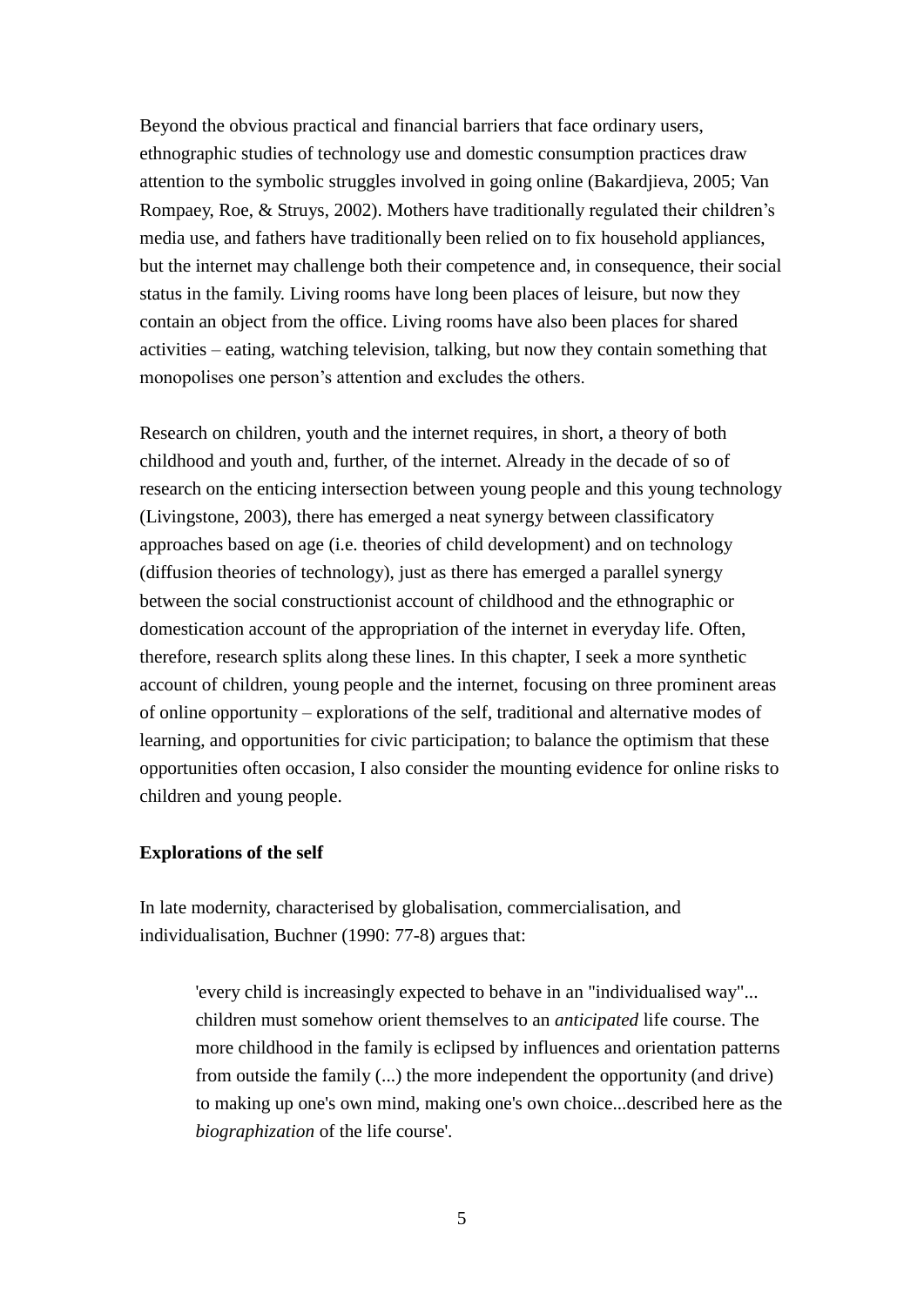Beyond the obvious practical and financial barriers that face ordinary users, ethnographic studies of technology use and domestic consumption practices draw attention to the symbolic struggles involved in going online (Bakardjieva, 2005; Van Rompaey, Roe, & Struys, 2002). Mothers have traditionally regulated their children's media use, and fathers have traditionally been relied on to fix household appliances, but the internet may challenge both their competence and, in consequence, their social status in the family. Living rooms have long been places of leisure, but now they contain an object from the office. Living rooms have also been places for shared activities – eating, watching television, talking, but now they contain something that monopolises one person's attention and excludes the others.

Research on children, youth and the internet requires, in short, a theory of both childhood and youth and, further, of the internet. Already in the decade of so of research on the enticing intersection between young people and this young technology (Livingstone, 2003), there has emerged a neat synergy between classificatory approaches based on age (i.e. theories of child development) and on technology (diffusion theories of technology), just as there has emerged a parallel synergy between the social constructionist account of childhood and the ethnographic or domestication account of the appropriation of the internet in everyday life. Often, therefore, research splits along these lines. In this chapter, I seek a more synthetic account of children, young people and the internet, focusing on three prominent areas of online opportunity – explorations of the self, traditional and alternative modes of learning, and opportunities for civic participation; to balance the optimism that these opportunities often occasion, I also consider the mounting evidence for online risks to children and young people.

**Explorations of the self**

In late modernity, characterised by globalisation, commercialisation, and individualisation, Buchner (1990: 77-8) argues that:

> 'every child is increasingly expected to behave in an "individualised way"... children must somehow orient themselves to an *anticipated* life course. The more childhood in the family is eclipsed by influences and orientation patterns from outside the family (...) the more independent the opportunity (and drive) to making up one's own mind, making one's own choice...described here as the *biographization* of the life course'.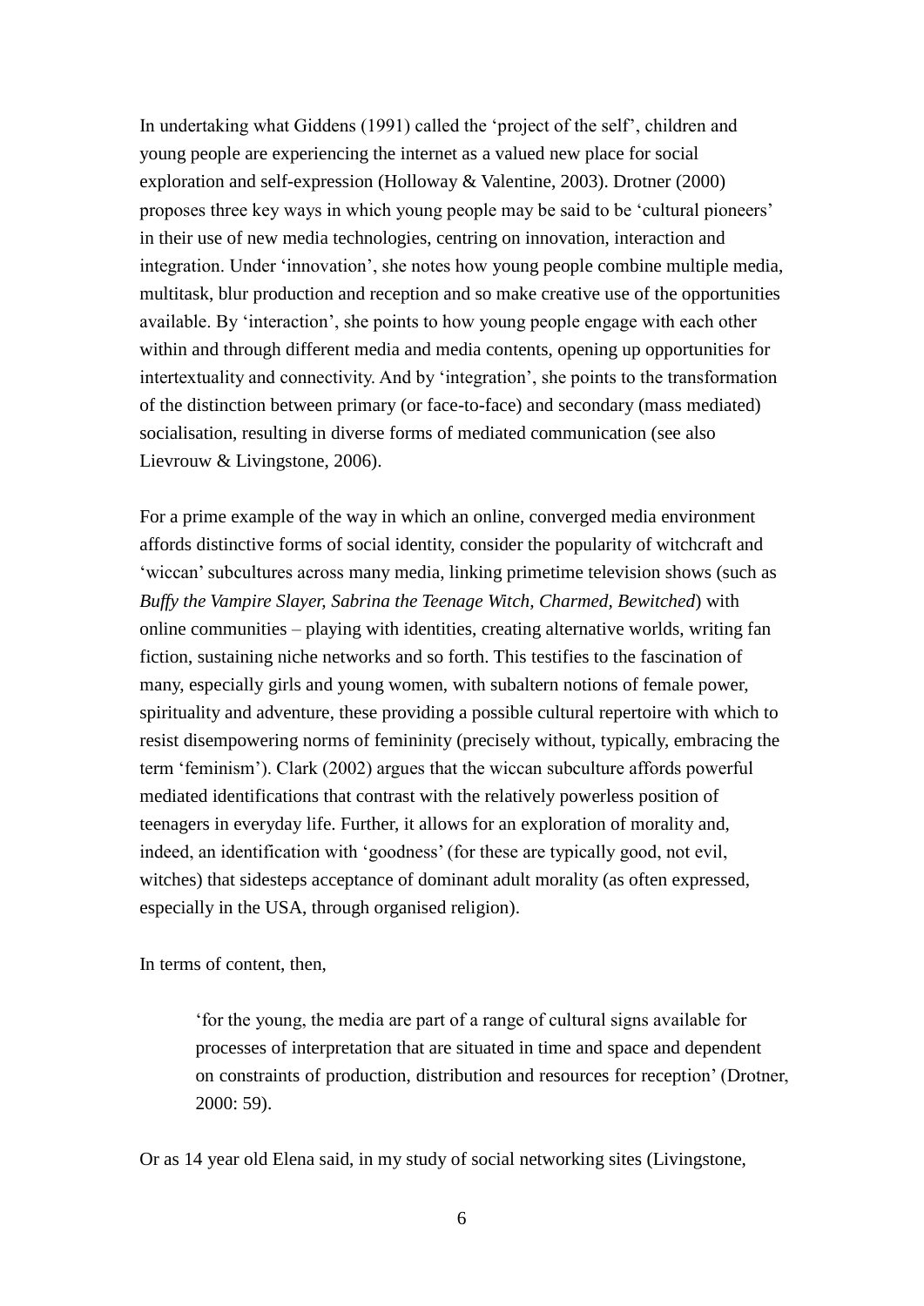In undertaking what Giddens (1991) called the 'project of the self', children and young people are experiencing the internet as a valued new place for social exploration and self-expression (Holloway & Valentine, 2003). Drotner (2000) proposes three key ways in which young people may be said to be 'cultural pioneers' in their use of new media technologies, centring on innovation, interaction and integration. Under 'innovation', she notes how young people combine multiple media, multitask, blur production and reception and so make creative use of the opportunities available. By 'interaction', she points to how young people engage with each other within and through different media and media contents, opening up opportunities for intertextuality and connectivity. And by 'integration', she points to the transformation of the distinction between primary (or face-to-face) and secondary (mass mediated) socialisation, resulting in diverse forms of mediated communication (see also Lievrouw & Livingstone, 2006).

For a prime example of the way in which an online, converged media environment affords distinctive forms of social identity, consider the popularity of witchcraft and 'wiccan' subcultures across many media, linking primetime television shows (such as *Buffy the Vampire Slayer, Sabrina the Teenage Witch, Charmed, Bewitched*) with online communities – playing with identities, creating alternative worlds, writing fan fiction, sustaining niche networks and so forth. This testifies to the fascination of many, especially girls and young women, with subaltern notions of female power, spirituality and adventure, these providing a possible cultural repertoire with which to resist disempowering norms of femininity (precisely without, typically, embracing the term 'feminism'). Clark (2002) argues that the wiccan subculture affords powerful mediated identifications that contrast with the relatively powerless position of teenagers in everyday life. Further, it allows for an exploration of morality and, indeed, an identification with 'goodness' (for these are typically good, not evil, witches) that sidesteps acceptance of dominant adult morality (as often expressed, especially in the USA, through organised religion).

In terms of content, then,

> 'for the young, the media are part of a range of cultural signs available for processes of interpretation that are situated in time and space and dependent on constraints of production, distribution and resources for reception' (Drotner, 2000: 59).

Or as 14 year old Elena said, in my study of social networking sites (Livingstone,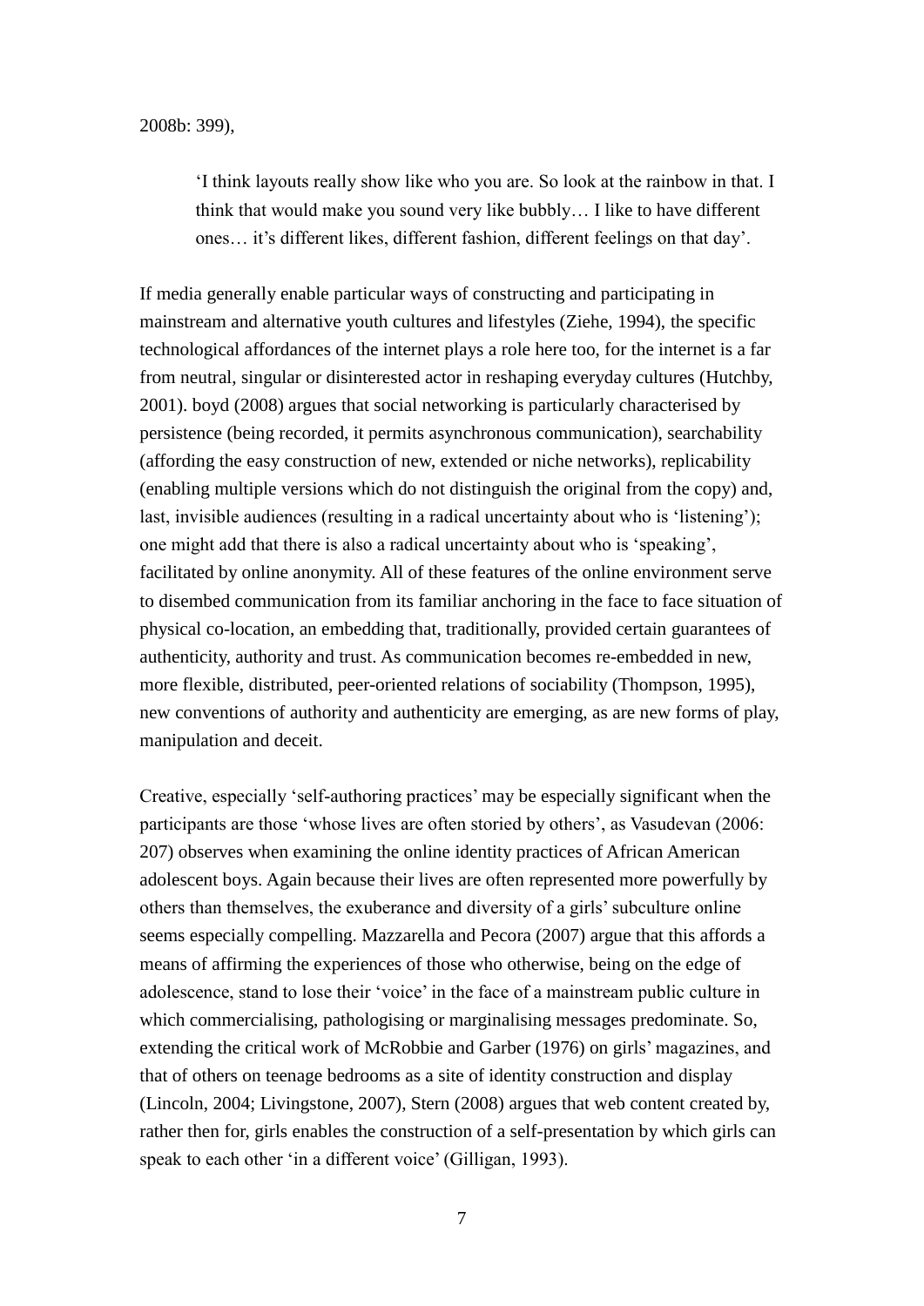2008b: 399),

> 'I think layouts really show like who you are. So look at the rainbow in that. I think that would make you sound very like bubbly… I like to have different ones… it's different likes, different fashion, different feelings on that day'.

If media generally enable particular ways of constructing and participating in mainstream and alternative youth cultures and lifestyles (Ziehe, 1994), the specific technological affordances of the internet plays a role here too, for the internet is a far from neutral, singular or disinterested actor in reshaping everyday cultures (Hutchby, 2001). boyd (2008) argues that social networking is particularly characterised by persistence (being recorded, it permits asynchronous communication), searchability (affording the easy construction of new, extended or niche networks), replicability (enabling multiple versions which do not distinguish the original from the copy) and, last, invisible audiences (resulting in a radical uncertainty about who is 'listening'); one might add that there is also a radical uncertainty about who is 'speaking', facilitated by online anonymity. All of these features of the online environment serve to disembed communication from its familiar anchoring in the face to face situation of physical co-location, an embedding that, traditionally, provided certain guarantees of authenticity, authority and trust. As communication becomes re-embedded in new, more flexible, distributed, peer-oriented relations of sociability (Thompson, 1995), new conventions of authority and authenticity are emerging, as are new forms of play, manipulation and deceit.

Creative, especially 'self-authoring practices' may be especially significant when the participants are those 'whose lives are often storied by others', as Vasudevan (2006: 207) observes when examining the online identity practices of African American adolescent boys. Again because their lives are often represented more powerfully by others than themselves, the exuberance and diversity of a girls' subculture online seems especially compelling. Mazzarella and Pecora (2007) argue that this affords a means of affirming the experiences of those who otherwise, being on the edge of adolescence, stand to lose their 'voice' in the face of a mainstream public culture in which commercialising, pathologising or marginalising messages predominate. So, extending the critical work of McRobbie and Garber (1976) on girls' magazines, and that of others on teenage bedrooms as a site of identity construction and display (Lincoln, 2004; Livingstone, 2007), Stern (2008) argues that web content created by, rather then for, girls enables the construction of a self-presentation by which girls can speak to each other 'in a different voice' (Gilligan, 1993).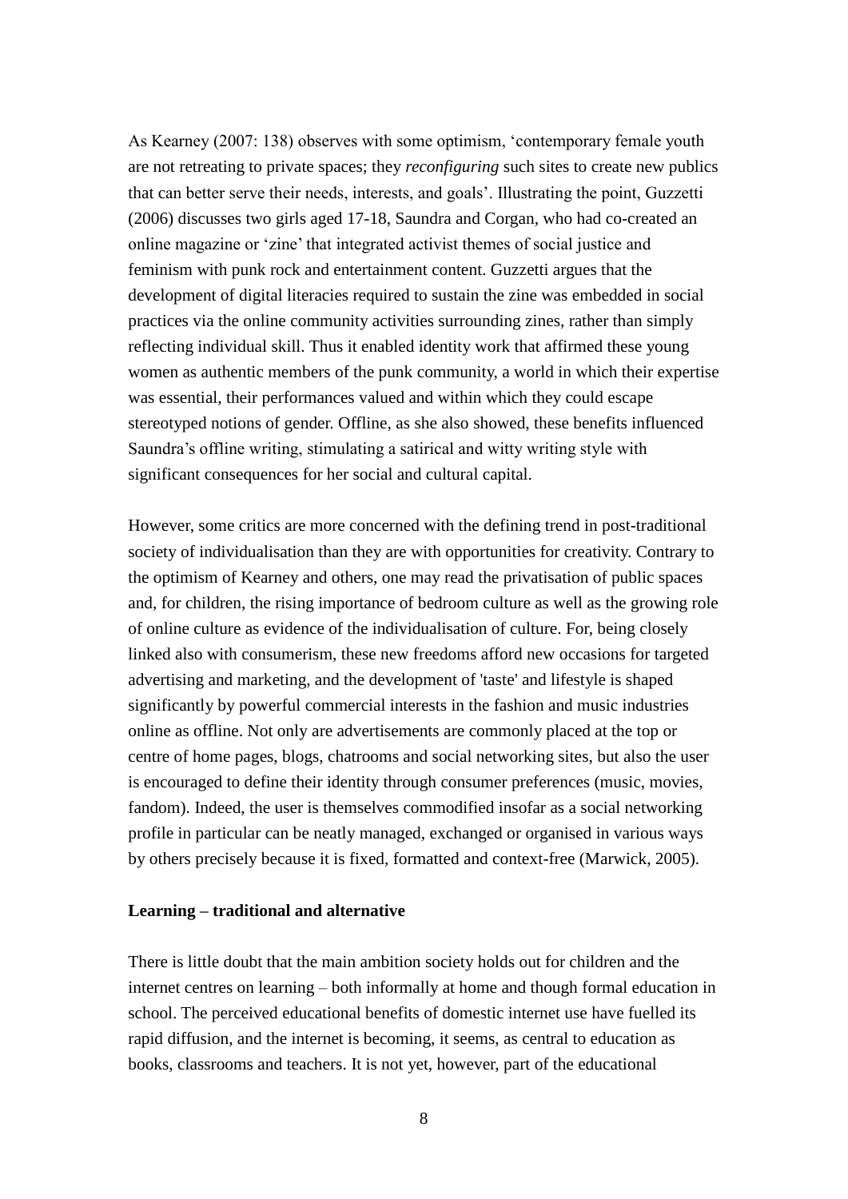As Kearney (2007: 138) observes with some optimism, 'contemporary female youth are not retreating to private spaces; they *reconfiguring* such sites to create new publics that can better serve their needs, interests, and goals'. Illustrating the point, Guzzetti (2006) discusses two girls aged 17-18, Saundra and Corgan, who had co-created an online magazine or 'zine' that integrated activist themes of social justice and feminism with punk rock and entertainment content. Guzzetti argues that the development of digital literacies required to sustain the zine was embedded in social practices via the online community activities surrounding zines, rather than simply reflecting individual skill. Thus it enabled identity work that affirmed these young women as authentic members of the punk community, a world in which their expertise was essential, their performances valued and within which they could escape stereotyped notions of gender. Offline, as she also showed, these benefits influenced Saundra's offline writing, stimulating a satirical and witty writing style with significant consequences for her social and cultural capital.

However, some critics are more concerned with the defining trend in post-traditional society of individualisation than they are with opportunities for creativity. Contrary to the optimism of Kearney and others, one may read the privatisation of public spaces and, for children, the rising importance of bedroom culture as well as the growing role of online culture as evidence of the individualisation of culture. For, being closely linked also with consumerism, these new freedoms afford new occasions for targeted advertising and marketing, and the development of 'taste' and lifestyle is shaped significantly by powerful commercial interests in the fashion and music industries online as offline. Not only are advertisements are commonly placed at the top or centre of home pages, blogs, chatrooms and social networking sites, but also the user is encouraged to define their identity through consumer preferences (music, movies, fandom). Indeed, the user is themselves commodified insofar as a social networking profile in particular can be neatly managed, exchanged or organised in various ways by others precisely because it is fixed, formatted and context-free (Marwick, 2005).

**Learning – traditional and alternative**

There is little doubt that the main ambition society holds out for children and the internet centres on learning – both informally at home and though formal education in school. The perceived educational benefits of domestic internet use have fuelled its rapid diffusion, and the internet is becoming, it seems, as central to education as books, classrooms and teachers. It is not yet, however, part of the educational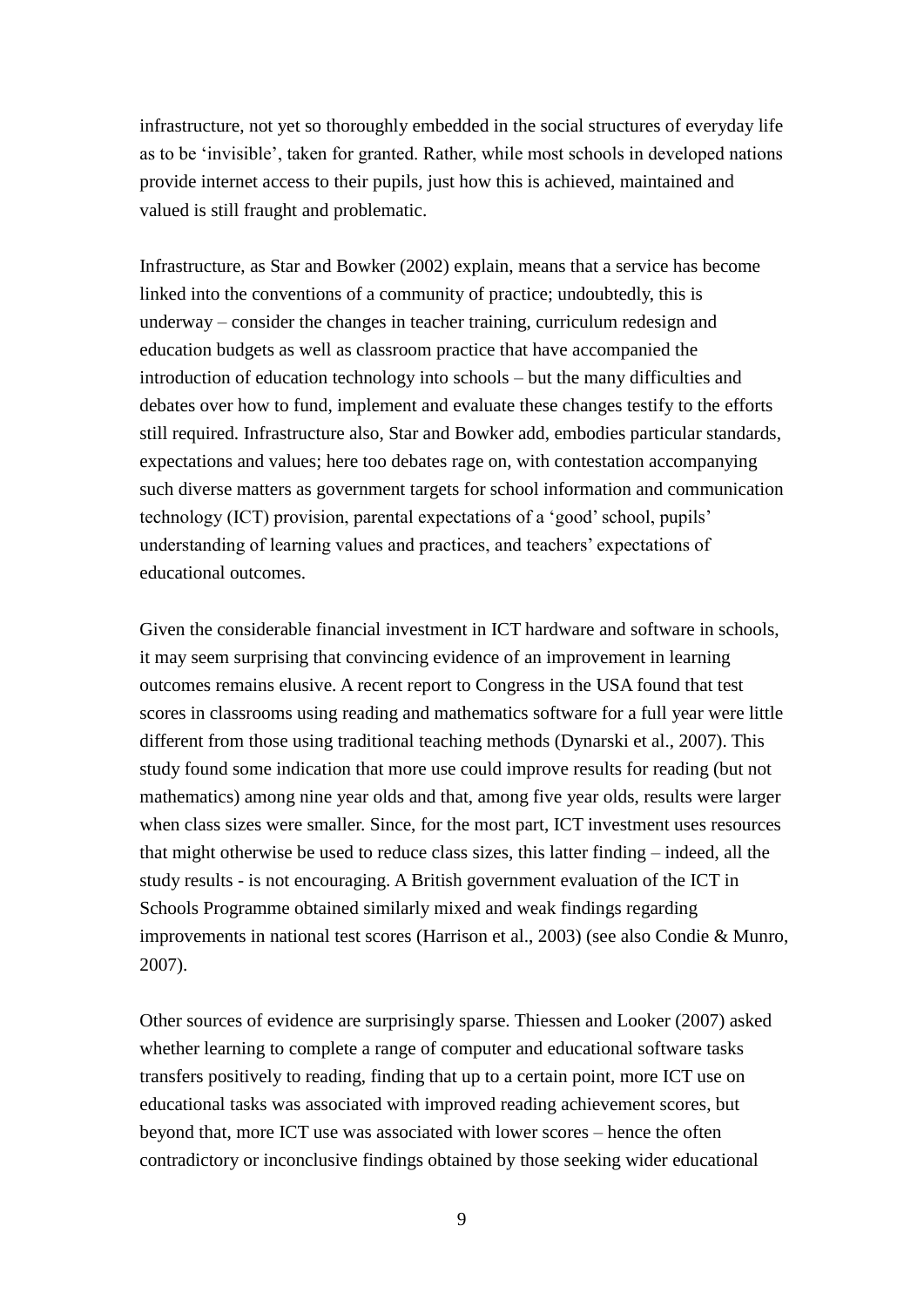infrastructure, not yet so thoroughly embedded in the social structures of everyday life as to be 'invisible', taken for granted. Rather, while most schools in developed nations provide internet access to their pupils, just how this is achieved, maintained and valued is still fraught and problematic.

Infrastructure, as Star and Bowker (2002) explain, means that a service has become linked into the conventions of a community of practice; undoubtedly, this is underway – consider the changes in teacher training, curriculum redesign and education budgets as well as classroom practice that have accompanied the introduction of education technology into schools – but the many difficulties and debates over how to fund, implement and evaluate these changes testify to the efforts still required. Infrastructure also, Star and Bowker add, embodies particular standards, expectations and values; here too debates rage on, with contestation accompanying such diverse matters as government targets for school information and communication technology (ICT) provision, parental expectations of a 'good' school, pupils' understanding of learning values and practices, and teachers' expectations of educational outcomes.

Given the considerable financial investment in ICT hardware and software in schools, it may seem surprising that convincing evidence of an improvement in learning outcomes remains elusive. A recent report to Congress in the USA found that test scores in classrooms using reading and mathematics software for a full year were little different from those using traditional teaching methods (Dynarski et al., 2007). This study found some indication that more use could improve results for reading (but not mathematics) among nine year olds and that, among five year olds, results were larger when class sizes were smaller. Since, for the most part, ICT investment uses resources that might otherwise be used to reduce class sizes, this latter finding – indeed, all the study results - is not encouraging. A British government evaluation of the ICT in Schools Programme obtained similarly mixed and weak findings regarding improvements in national test scores (Harrison et al., 2003) (see also Condie & Munro, 2007).

Other sources of evidence are surprisingly sparse. Thiessen and Looker (2007) asked whether learning to complete a range of computer and educational software tasks transfers positively to reading, finding that up to a certain point, more ICT use on educational tasks was associated with improved reading achievement scores, but beyond that, more ICT use was associated with lower scores – hence the often contradictory or inconclusive findings obtained by those seeking wider educational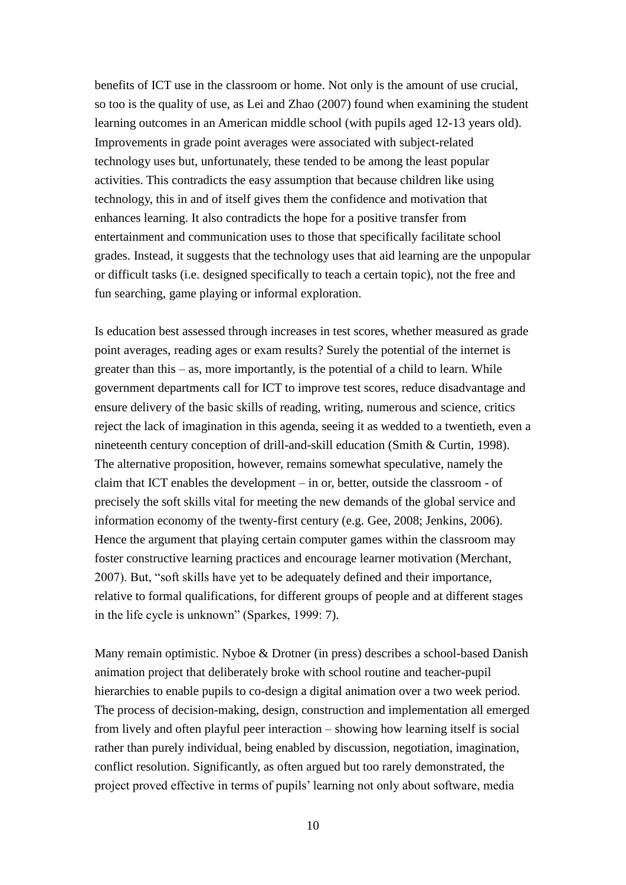benefits of ICT use in the classroom or home. Not only is the amount of use crucial, so too is the quality of use, as Lei and Zhao (2007) found when examining the student learning outcomes in an American middle school (with pupils aged 12-13 years old). Improvements in grade point averages were associated with subject-related technology uses but, unfortunately, these tended to be among the least popular activities. This contradicts the easy assumption that because children like using technology, this in and of itself gives them the confidence and motivation that enhances learning. It also contradicts the hope for a positive transfer from entertainment and communication uses to those that specifically facilitate school grades. Instead, it suggests that the technology uses that aid learning are the unpopular or difficult tasks (i.e. designed specifically to teach a certain topic), not the free and fun searching, game playing or informal exploration.

Is education best assessed through increases in test scores, whether measured as grade point averages, reading ages or exam results? Surely the potential of the internet is greater than this – as, more importantly, is the potential of a child to learn. While government departments call for ICT to improve test scores, reduce disadvantage and ensure delivery of the basic skills of reading, writing, numerous and science, critics reject the lack of imagination in this agenda, seeing it as wedded to a twentieth, even a nineteenth century conception of drill-and-skill education (Smith & Curtin, 1998). The alternative proposition, however, remains somewhat speculative, namely the claim that ICT enables the development – in or, better, outside the classroom - of precisely the soft skills vital for meeting the new demands of the global service and information economy of the twenty-first century (e.g. Gee, 2008; Jenkins, 2006). Hence the argument that playing certain computer games within the classroom may foster constructive learning practices and encourage learner motivation (Merchant, 2007). But, "soft skills have yet to be adequately defined and their importance, relative to formal qualifications, for different groups of people and at different stages in the life cycle is unknown" (Sparkes, 1999: 7).

Many remain optimistic. Nyboe & Drotner (in press) describes a school-based Danish animation project that deliberately broke with school routine and teacher-pupil hierarchies to enable pupils to co-design a digital animation over a two week period. The process of decision-making, design, construction and implementation all emerged from lively and often playful peer interaction – showing how learning itself is social rather than purely individual, being enabled by discussion, negotiation, imagination, conflict resolution. Significantly, as often argued but too rarely demonstrated, the project proved effective in terms of pupils' learning not only about software, media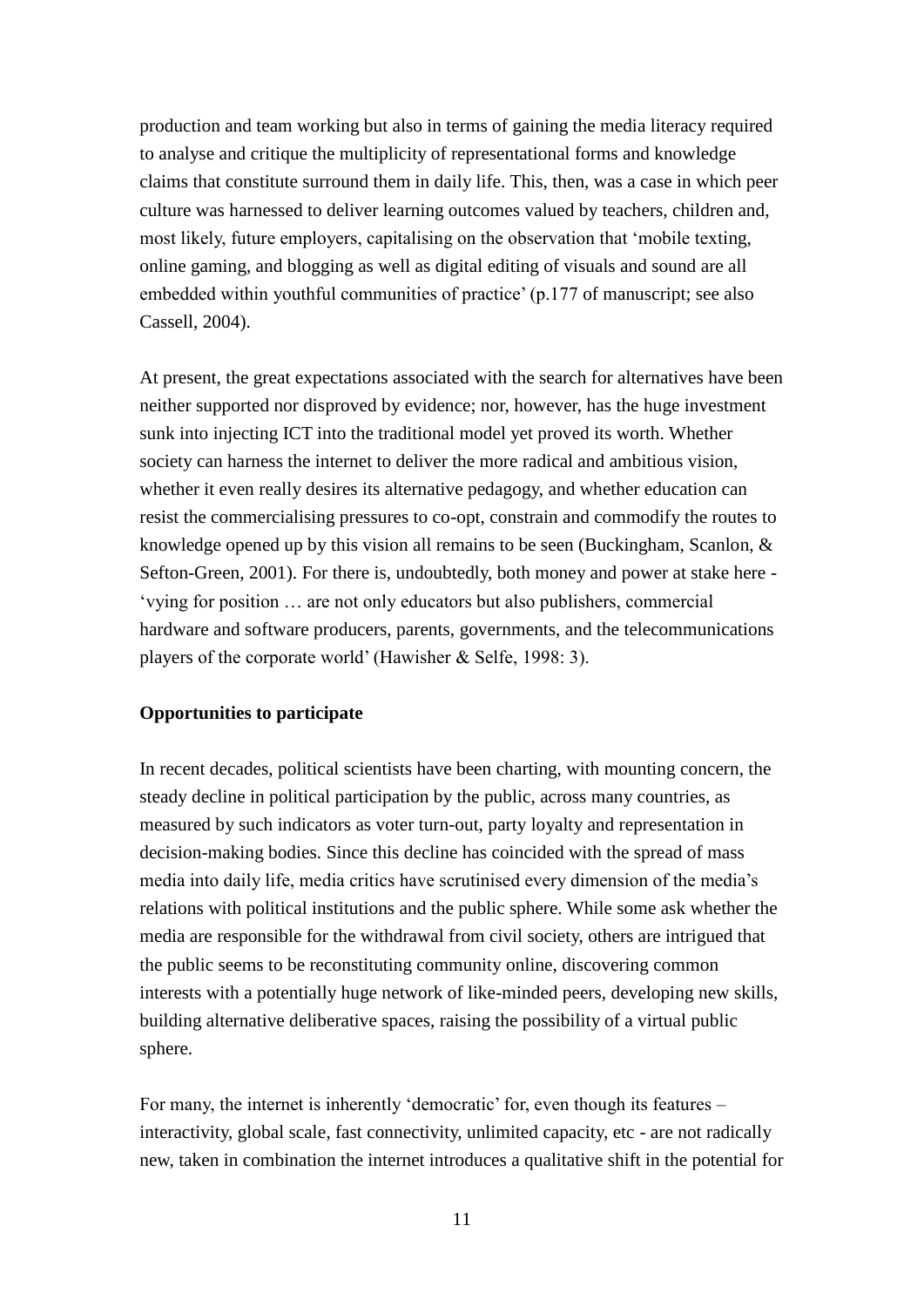production and team working but also in terms of gaining the media literacy required to analyse and critique the multiplicity of representational forms and knowledge claims that constitute surround them in daily life. This, then, was a case in which peer culture was harnessed to deliver learning outcomes valued by teachers, children and, most likely, future employers, capitalising on the observation that 'mobile texting, online gaming, and blogging as well as digital editing of visuals and sound are all embedded within youthful communities of practice' (p.177 of manuscript; see also Cassell, 2004).

At present, the great expectations associated with the search for alternatives have been neither supported nor disproved by evidence; nor, however, has the huge investment sunk into injecting ICT into the traditional model yet proved its worth. Whether society can harness the internet to deliver the more radical and ambitious vision, whether it even really desires its alternative pedagogy, and whether education can resist the commercialising pressures to co-opt, constrain and commodify the routes to knowledge opened up by this vision all remains to be seen (Buckingham, Scanlon, & Sefton-Green, 2001). For there is, undoubtedly, both money and power at stake here - 'vying for position … are not only educators but also publishers, commercial hardware and software producers, parents, governments, and the telecommunications players of the corporate world' (Hawisher & Selfe, 1998: 3).

**Opportunities to participate**

In recent decades, political scientists have been charting, with mounting concern, the steady decline in political participation by the public, across many countries, as measured by such indicators as voter turn-out, party loyalty and representation in decision-making bodies. Since this decline has coincided with the spread of mass media into daily life, media critics have scrutinised every dimension of the media's relations with political institutions and the public sphere. While some ask whether the media are responsible for the withdrawal from civil society, others are intrigued that the public seems to be reconstituting community online, discovering common interests with a potentially huge network of like-minded peers, developing new skills, building alternative deliberative spaces, raising the possibility of a virtual public sphere.

For many, the internet is inherently 'democratic' for, even though its features – interactivity, global scale, fast connectivity, unlimited capacity, etc - are not radically new, taken in combination the internet introduces a qualitative shift in the potential for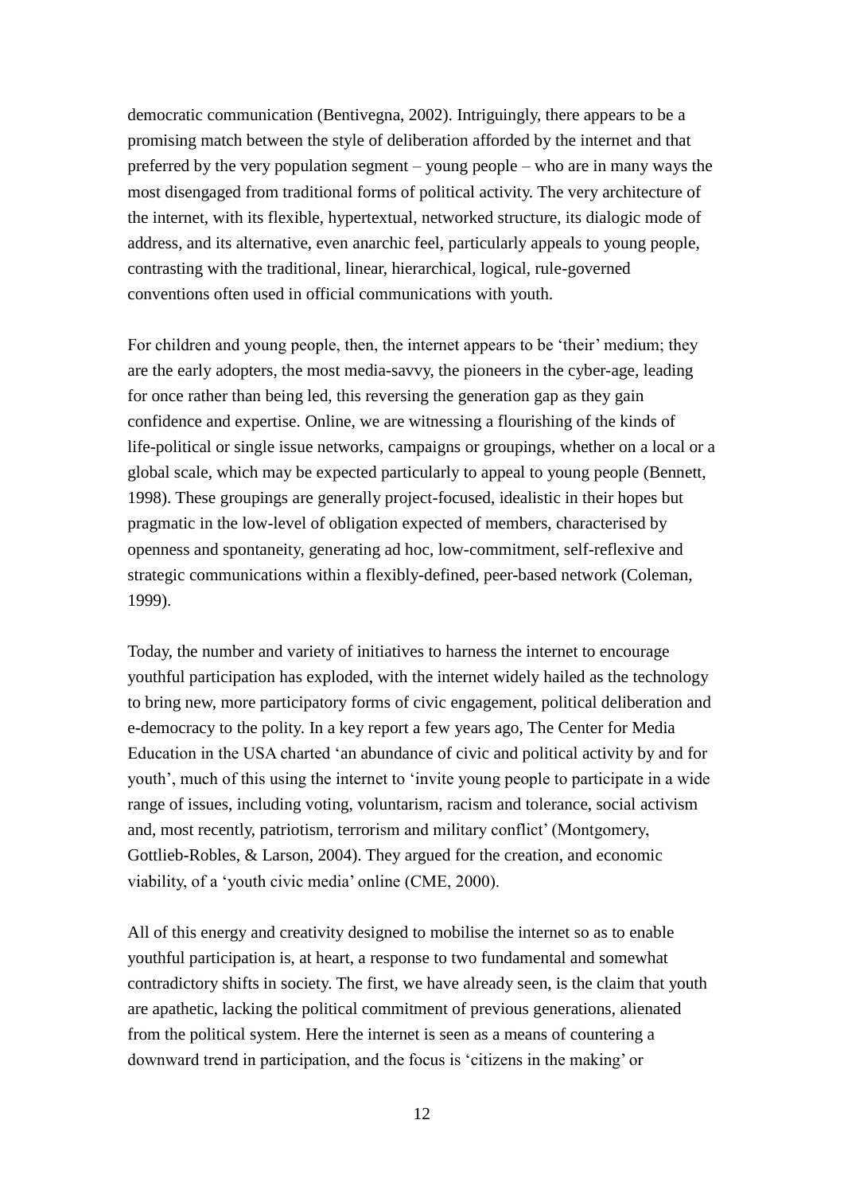democratic communication (Bentivegna, 2002). Intriguingly, there appears to be a promising match between the style of deliberation afforded by the internet and that preferred by the very population segment – young people – who are in many ways the most disengaged from traditional forms of political activity. The very architecture of the internet, with its flexible, hypertextual, networked structure, its dialogic mode of address, and its alternative, even anarchic feel, particularly appeals to young people, contrasting with the traditional, linear, hierarchical, logical, rule-governed conventions often used in official communications with youth.

For children and young people, then, the internet appears to be 'their' medium; they are the early adopters, the most media-savvy, the pioneers in the cyber-age, leading for once rather than being led, this reversing the generation gap as they gain confidence and expertise. Online, we are witnessing a flourishing of the kinds of life-political or single issue networks, campaigns or groupings, whether on a local or a global scale, which may be expected particularly to appeal to young people (Bennett, 1998). These groupings are generally project-focused, idealistic in their hopes but pragmatic in the low-level of obligation expected of members, characterised by openness and spontaneity, generating ad hoc, low-commitment, self-reflexive and strategic communications within a flexibly-defined, peer-based network (Coleman, 1999).

Today, the number and variety of initiatives to harness the internet to encourage youthful participation has exploded, with the internet widely hailed as the technology to bring new, more participatory forms of civic engagement, political deliberation and e-democracy to the polity. In a key report a few years ago, The Center for Media Education in the USA charted 'an abundance of civic and political activity by and for youth', much of this using the internet to 'invite young people to participate in a wide range of issues, including voting, voluntarism, racism and tolerance, social activism and, most recently, patriotism, terrorism and military conflict' (Montgomery, Gottlieb-Robles, & Larson, 2004). They argued for the creation, and economic viability, of a 'youth civic media' online (CME, 2000).

All of this energy and creativity designed to mobilise the internet so as to enable youthful participation is, at heart, a response to two fundamental and somewhat contradictory shifts in society. The first, we have already seen, is the claim that youth are apathetic, lacking the political commitment of previous generations, alienated from the political system. Here the internet is seen as a means of countering a downward trend in participation, and the focus is 'citizens in the making' or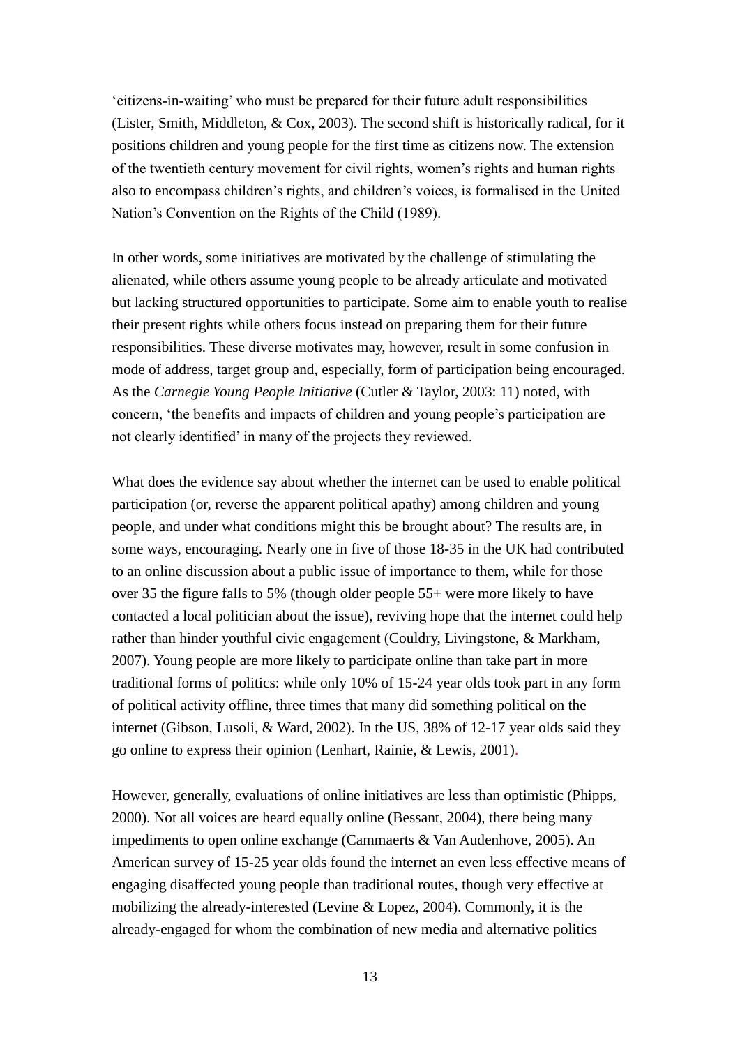'citizens-in-waiting' who must be prepared for their future adult responsibilities (Lister, Smith, Middleton, & Cox, 2003). The second shift is historically radical, for it positions children and young people for the first time as citizens now. The extension of the twentieth century movement for civil rights, women's rights and human rights also to encompass children's rights, and children's voices, is formalised in the United Nation's Convention on the Rights of the Child (1989).

In other words, some initiatives are motivated by the challenge of stimulating the alienated, while others assume young people to be already articulate and motivated but lacking structured opportunities to participate. Some aim to enable youth to realise their present rights while others focus instead on preparing them for their future responsibilities. These diverse motivates may, however, result in some confusion in mode of address, target group and, especially, form of participation being encouraged. As the *Carnegie Young People Initiative* (Cutler & Taylor, 2003: 11) noted, with concern, 'the benefits and impacts of children and young people's participation are not clearly identified' in many of the projects they reviewed.

What does the evidence say about whether the internet can be used to enable political participation (or, reverse the apparent political apathy) among children and young people, and under what conditions might this be brought about? The results are, in some ways, encouraging. Nearly one in five of those 18-35 in the UK had contributed to an online discussion about a public issue of importance to them, while for those over 35 the figure falls to 5% (though older people 55+ were more likely to have contacted a local politician about the issue), reviving hope that the internet could help rather than hinder youthful civic engagement (Couldry, Livingstone, & Markham, 2007). Young people are more likely to participate online than take part in more traditional forms of politics: while only 10% of 15-24 year olds took part in any form of political activity offline, three times that many did something political on the internet (Gibson, Lusoli, & Ward, 2002). In the US, 38% of 12-17 year olds said they go online to express their opinion (Lenhart, Rainie, & Lewis, 2001).

However, generally, evaluations of online initiatives are less than optimistic (Phipps, 2000). Not all voices are heard equally online (Bessant, 2004), there being many impediments to open online exchange (Cammaerts & Van Audenhove, 2005). An American survey of 15-25 year olds found the internet an even less effective means of engaging disaffected young people than traditional routes, though very effective at mobilizing the already-interested (Levine & Lopez, 2004). Commonly, it is the already-engaged for whom the combination of new media and alternative politics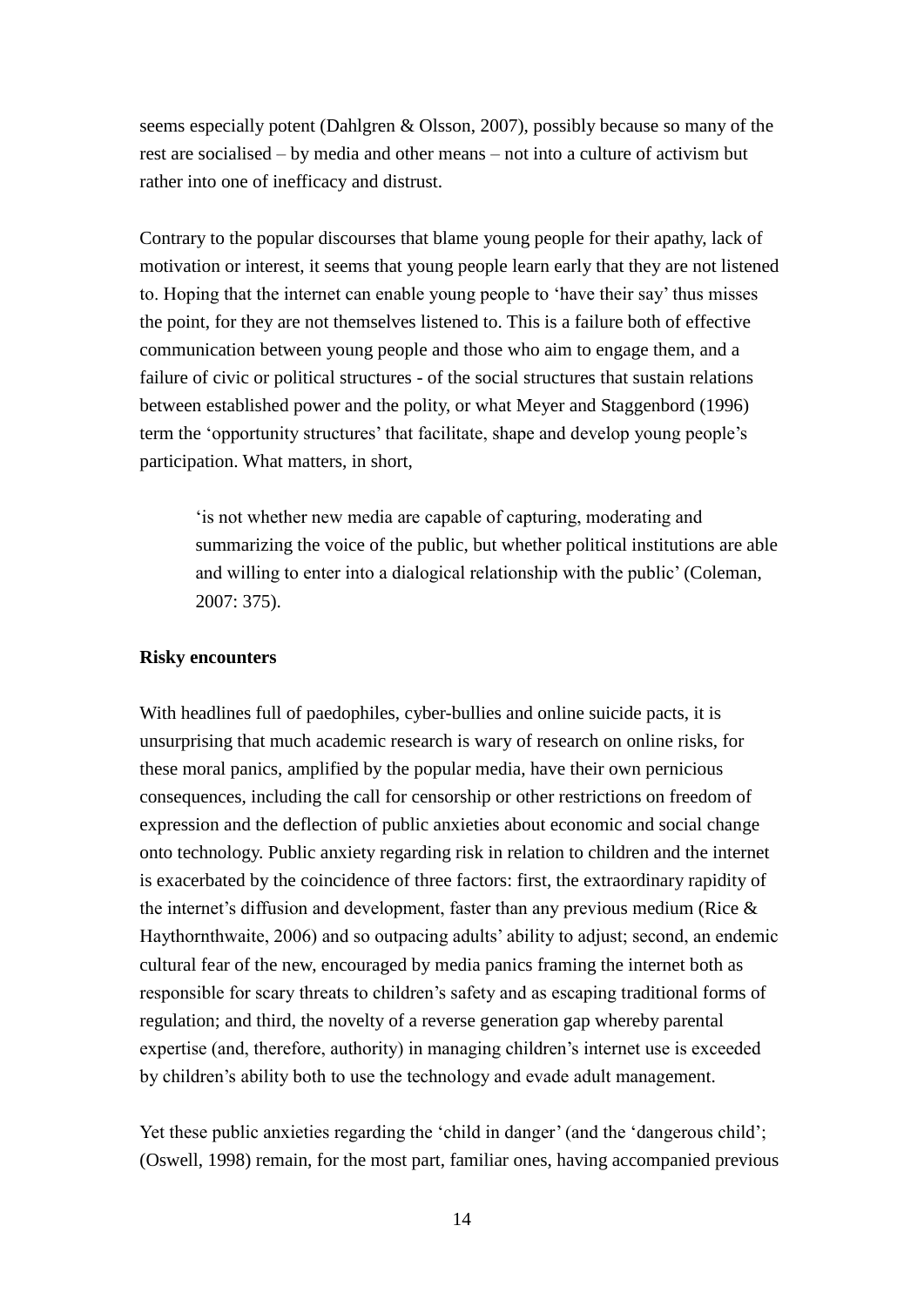seems especially potent (Dahlgren & Olsson, 2007), possibly because so many of the rest are socialised – by media and other means – not into a culture of activism but rather into one of inefficacy and distrust.

Contrary to the popular discourses that blame young people for their apathy, lack of motivation or interest, it seems that young people learn early that they are not listened to. Hoping that the internet can enable young people to 'have their say' thus misses the point, for they are not themselves listened to. This is a failure both of effective communication between young people and those who aim to engage them, and a failure of civic or political structures - of the social structures that sustain relations between established power and the polity, or what Meyer and Staggenbord (1996) term the 'opportunity structures' that facilitate, shape and develop young people's participation. What matters, in short,

> 'is not whether new media are capable of capturing, moderating and summarizing the voice of the public, but whether political institutions are able and willing to enter into a dialogical relationship with the public' (Coleman, 2007: 375).

**Risky encounters**

With headlines full of paedophiles, cyber-bullies and online suicide pacts, it is unsurprising that much academic research is wary of research on online risks, for these moral panics, amplified by the popular media, have their own pernicious consequences, including the call for censorship or other restrictions on freedom of expression and the deflection of public anxieties about economic and social change onto technology. Public anxiety regarding risk in relation to children and the internet is exacerbated by the coincidence of three factors: first, the extraordinary rapidity of the internet's diffusion and development, faster than any previous medium (Rice & Haythornthwaite, 2006) and so outpacing adults' ability to adjust; second, an endemic cultural fear of the new, encouraged by media panics framing the internet both as responsible for scary threats to children's safety and as escaping traditional forms of regulation; and third, the novelty of a reverse generation gap whereby parental expertise (and, therefore, authority) in managing children's internet use is exceeded by children's ability both to use the technology and evade adult management.

Yet these public anxieties regarding the 'child in danger' (and the 'dangerous child'; (Oswell, 1998) remain, for the most part, familiar ones, having accompanied previous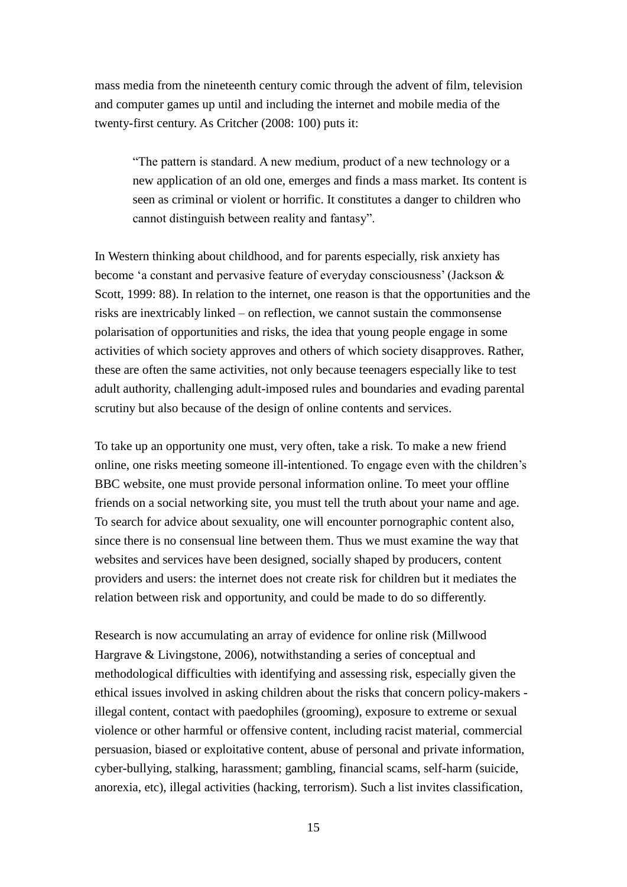mass media from the nineteenth century comic through the advent of film, television and computer games up until and including the internet and mobile media of the twenty-first century. As Critcher (2008: 100) puts it:

> "The pattern is standard. A new medium, product of a new technology or a new application of an old one, emerges and finds a mass market. Its content is seen as criminal or violent or horrific. It constitutes a danger to children who cannot distinguish between reality and fantasy".

In Western thinking about childhood, and for parents especially, risk anxiety has become 'a constant and pervasive feature of everyday consciousness' (Jackson & Scott, 1999: 88). In relation to the internet, one reason is that the opportunities and the risks are inextricably linked – on reflection, we cannot sustain the commonsense polarisation of opportunities and risks, the idea that young people engage in some activities of which society approves and others of which society disapproves. Rather, these are often the same activities, not only because teenagers especially like to test adult authority, challenging adult-imposed rules and boundaries and evading parental scrutiny but also because of the design of online contents and services.

To take up an opportunity one must, very often, take a risk. To make a new friend online, one risks meeting someone ill-intentioned. To engage even with the children's BBC website, one must provide personal information online. To meet your offline friends on a social networking site, you must tell the truth about your name and age. To search for advice about sexuality, one will encounter pornographic content also, since there is no consensual line between them. Thus we must examine the way that websites and services have been designed, socially shaped by producers, content providers and users: the internet does not create risk for children but it mediates the relation between risk and opportunity, and could be made to do so differently.

Research is now accumulating an array of evidence for online risk (Millwood Hargrave & Livingstone, 2006), notwithstanding a series of conceptual and methodological difficulties with identifying and assessing risk, especially given the ethical issues involved in asking children about the risks that concern policy-makers - illegal content, contact with paedophiles (grooming), exposure to extreme or sexual violence or other harmful or offensive content, including racist material, commercial persuasion, biased or exploitative content, abuse of personal and private information, cyber-bullying, stalking, harassment; gambling, financial scams, self-harm (suicide, anorexia, etc), illegal activities (hacking, terrorism). Such a list invites classification,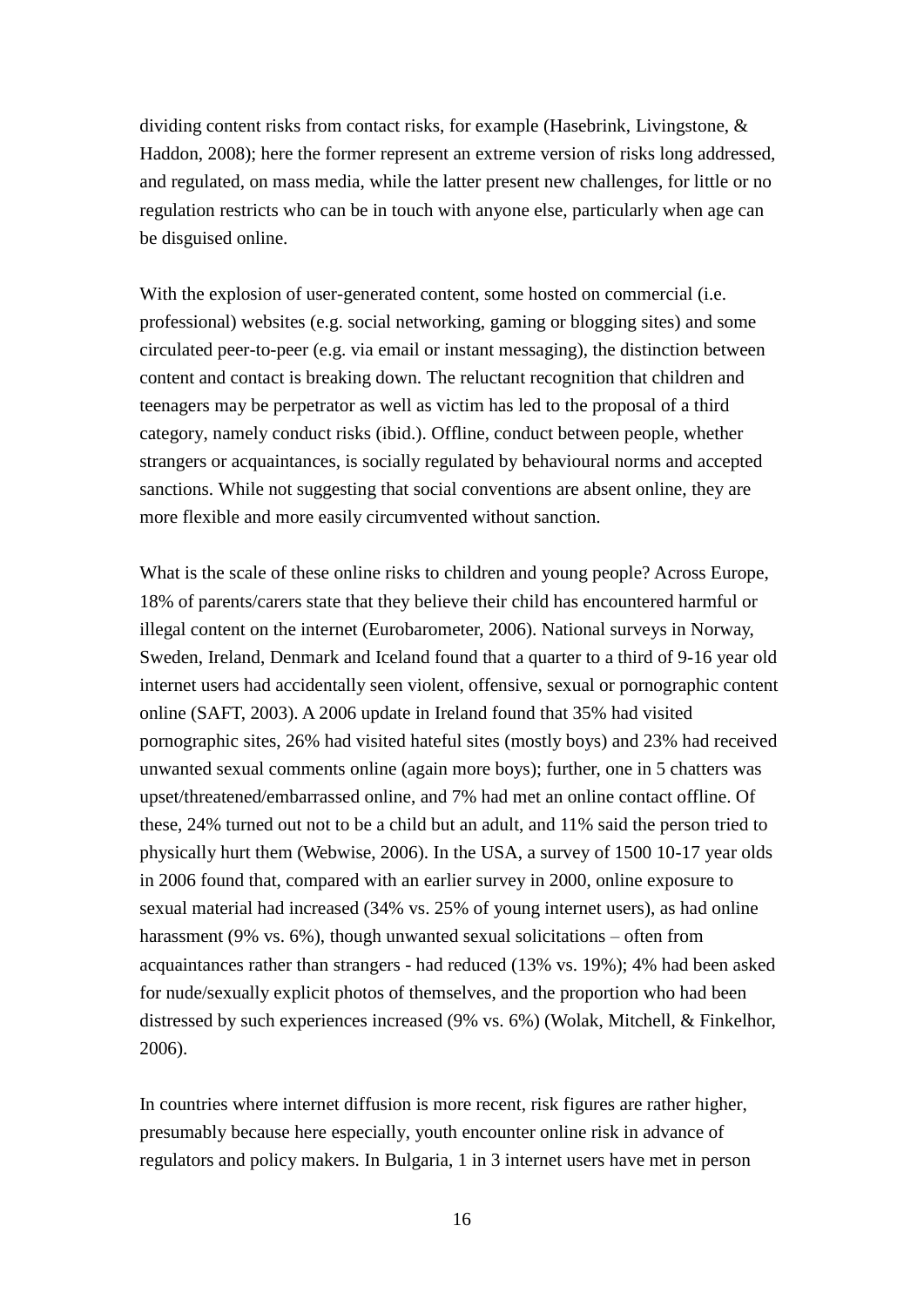dividing content risks from contact risks, for example (Hasebrink, Livingstone, & Haddon, 2008); here the former represent an extreme version of risks long addressed, and regulated, on mass media, while the latter present new challenges, for little or no regulation restricts who can be in touch with anyone else, particularly when age can be disguised online.

With the explosion of user-generated content, some hosted on commercial (i.e. professional) websites (e.g. social networking, gaming or blogging sites) and some circulated peer-to-peer (e.g. via email or instant messaging), the distinction between content and contact is breaking down. The reluctant recognition that children and teenagers may be perpetrator as well as victim has led to the proposal of a third category, namely conduct risks (ibid.). Offline, conduct between people, whether strangers or acquaintances, is socially regulated by behavioural norms and accepted sanctions. While not suggesting that social conventions are absent online, they are more flexible and more easily circumvented without sanction.

What is the scale of these online risks to children and young people? Across Europe, 18% of parents/carers state that they believe their child has encountered harmful or illegal content on the internet (Eurobarometer, 2006). National surveys in Norway, Sweden, Ireland, Denmark and Iceland found that a quarter to a third of 9-16 year old internet users had accidentally seen violent, offensive, sexual or pornographic content online (SAFT, 2003). A 2006 update in Ireland found that 35% had visited pornographic sites, 26% had visited hateful sites (mostly boys) and 23% had received unwanted sexual comments online (again more boys); further, one in 5 chatters was upset/threatened/embarrassed online, and 7% had met an online contact offline. Of these, 24% turned out not to be a child but an adult, and 11% said the person tried to physically hurt them (Webwise, 2006). In the USA, a survey of 1500 10-17 year olds in 2006 found that, compared with an earlier survey in 2000, online exposure to sexual material had increased (34% vs. 25% of young internet users), as had online harassment (9% vs. 6%), though unwanted sexual solicitations – often from acquaintances rather than strangers - had reduced (13% vs. 19%); 4% had been asked for nude/sexually explicit photos of themselves, and the proportion who had been distressed by such experiences increased (9% vs. 6%) (Wolak, Mitchell, & Finkelhor, 2006).

In countries where internet diffusion is more recent, risk figures are rather higher, presumably because here especially, youth encounter online risk in advance of regulators and policy makers. In Bulgaria, 1 in 3 internet users have met in person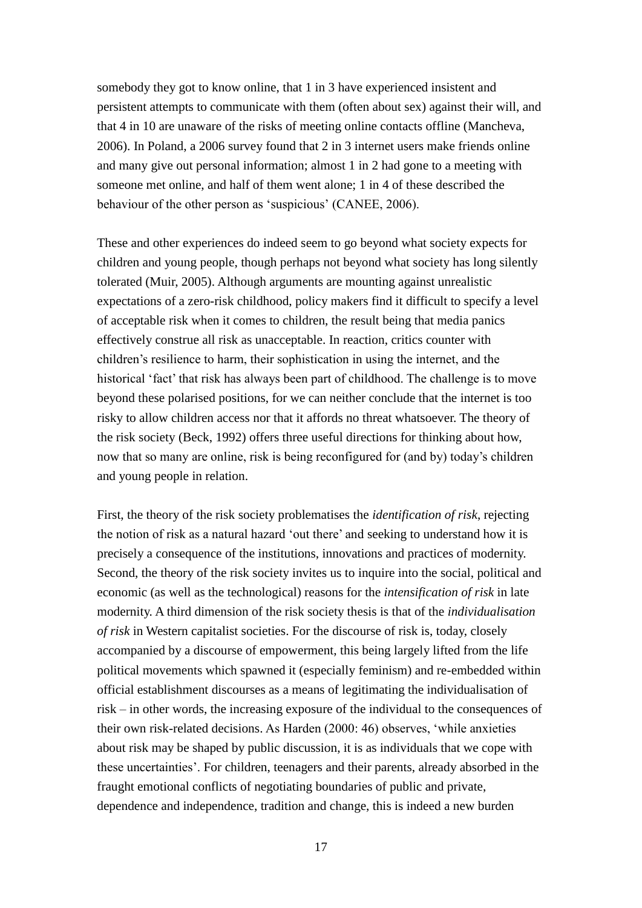somebody they got to know online, that 1 in 3 have experienced insistent and persistent attempts to communicate with them (often about sex) against their will, and that 4 in 10 are unaware of the risks of meeting online contacts offline (Mancheva, 2006). In Poland, a 2006 survey found that 2 in 3 internet users make friends online and many give out personal information; almost 1 in 2 had gone to a meeting with someone met online, and half of them went alone; 1 in 4 of these described the behaviour of the other person as 'suspicious' (CANEE, 2006).

These and other experiences do indeed seem to go beyond what society expects for children and young people, though perhaps not beyond what society has long silently tolerated (Muir, 2005). Although arguments are mounting against unrealistic expectations of a zero-risk childhood, policy makers find it difficult to specify a level of acceptable risk when it comes to children, the result being that media panics effectively construe all risk as unacceptable. In reaction, critics counter with children's resilience to harm, their sophistication in using the internet, and the historical 'fact' that risk has always been part of childhood. The challenge is to move beyond these polarised positions, for we can neither conclude that the internet is too risky to allow children access nor that it affords no threat whatsoever. The theory of the risk society (Beck, 1992) offers three useful directions for thinking about how, now that so many are online, risk is being reconfigured for (and by) today's children and young people in relation.

First, the theory of the risk society problematises the *identification of risk*, rejecting the notion of risk as a natural hazard 'out there' and seeking to understand how it is precisely a consequence of the institutions, innovations and practices of modernity. Second, the theory of the risk society invites us to inquire into the social, political and economic (as well as the technological) reasons for the *intensification of risk* in late modernity. A third dimension of the risk society thesis is that of the *individualisation of risk* in Western capitalist societies. For the discourse of risk is, today, closely accompanied by a discourse of empowerment, this being largely lifted from the life political movements which spawned it (especially feminism) and re-embedded within official establishment discourses as a means of legitimating the individualisation of risk – in other words, the increasing exposure of the individual to the consequences of their own risk-related decisions. As Harden (2000: 46) observes, 'while anxieties about risk may be shaped by public discussion, it is as individuals that we cope with these uncertainties'. For children, teenagers and their parents, already absorbed in the fraught emotional conflicts of negotiating boundaries of public and private, dependence and independence, tradition and change, this is indeed a new burden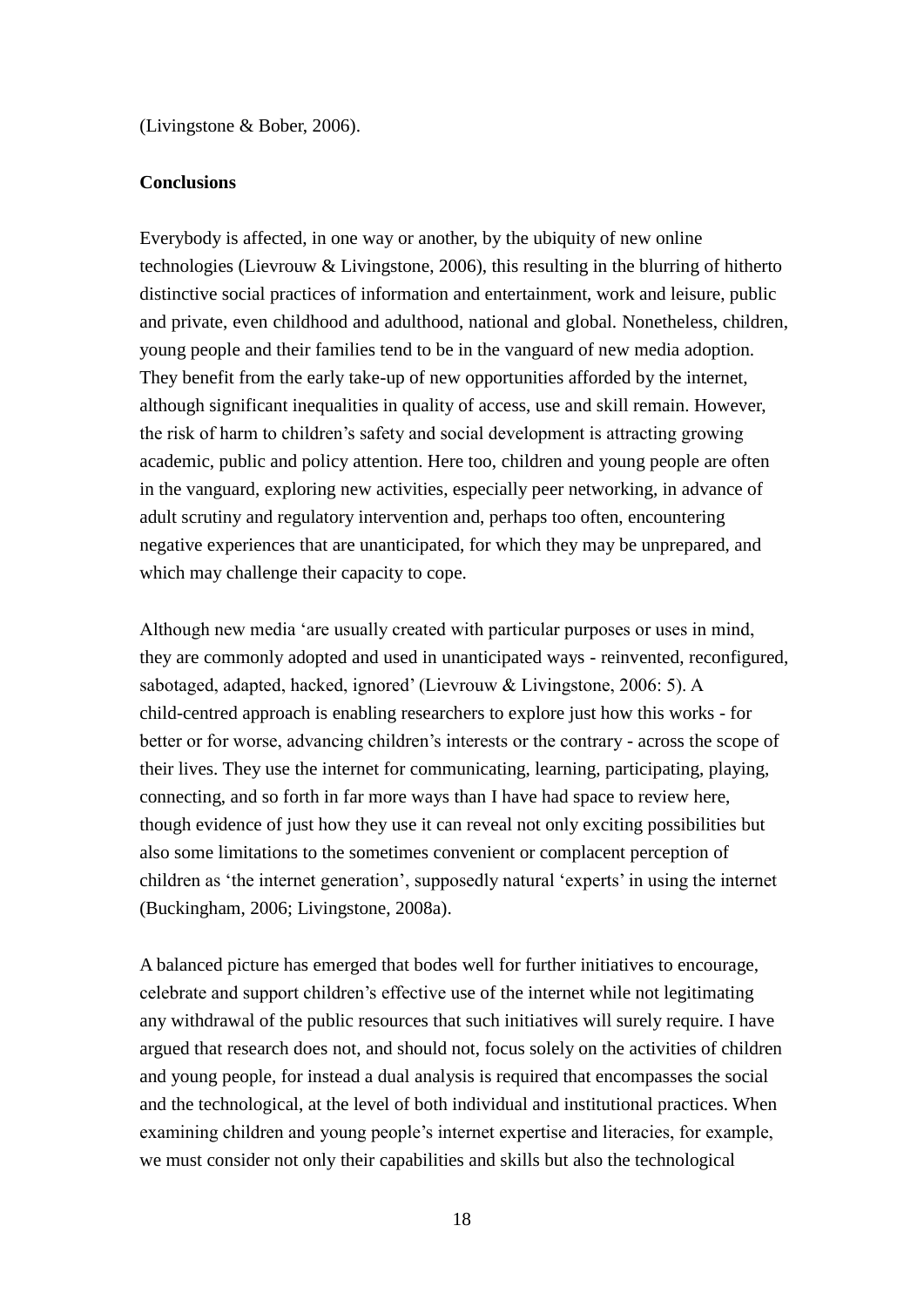(Livingstone & Bober, 2006).

**Conclusions**

Everybody is affected, in one way or another, by the ubiquity of new online technologies (Lievrouw & Livingstone, 2006), this resulting in the blurring of hitherto distinctive social practices of information and entertainment, work and leisure, public and private, even childhood and adulthood, national and global. Nonetheless, children, young people and their families tend to be in the vanguard of new media adoption. They benefit from the early take-up of new opportunities afforded by the internet, although significant inequalities in quality of access, use and skill remain. However, the risk of harm to children's safety and social development is attracting growing academic, public and policy attention. Here too, children and young people are often in the vanguard, exploring new activities, especially peer networking, in advance of adult scrutiny and regulatory intervention and, perhaps too often, encountering negative experiences that are unanticipated, for which they may be unprepared, and which may challenge their capacity to cope.

Although new media 'are usually created with particular purposes or uses in mind, they are commonly adopted and used in unanticipated ways - reinvented, reconfigured, sabotaged, adapted, hacked, ignored' (Lievrouw & Livingstone, 2006: 5). A child-centred approach is enabling researchers to explore just how this works - for better or for worse, advancing children's interests or the contrary - across the scope of their lives. They use the internet for communicating, learning, participating, playing, connecting, and so forth in far more ways than I have had space to review here, though evidence of just how they use it can reveal not only exciting possibilities but also some limitations to the sometimes convenient or complacent perception of children as 'the internet generation', supposedly natural 'experts' in using the internet (Buckingham, 2006; Livingstone, 2008a).

A balanced picture has emerged that bodes well for further initiatives to encourage, celebrate and support children's effective use of the internet while not legitimating any withdrawal of the public resources that such initiatives will surely require. I have argued that research does not, and should not, focus solely on the activities of children and young people, for instead a dual analysis is required that encompasses the social and the technological, at the level of both individual and institutional practices. When examining children and young people's internet expertise and literacies, for example, we must consider not only their capabilities and skills but also the technological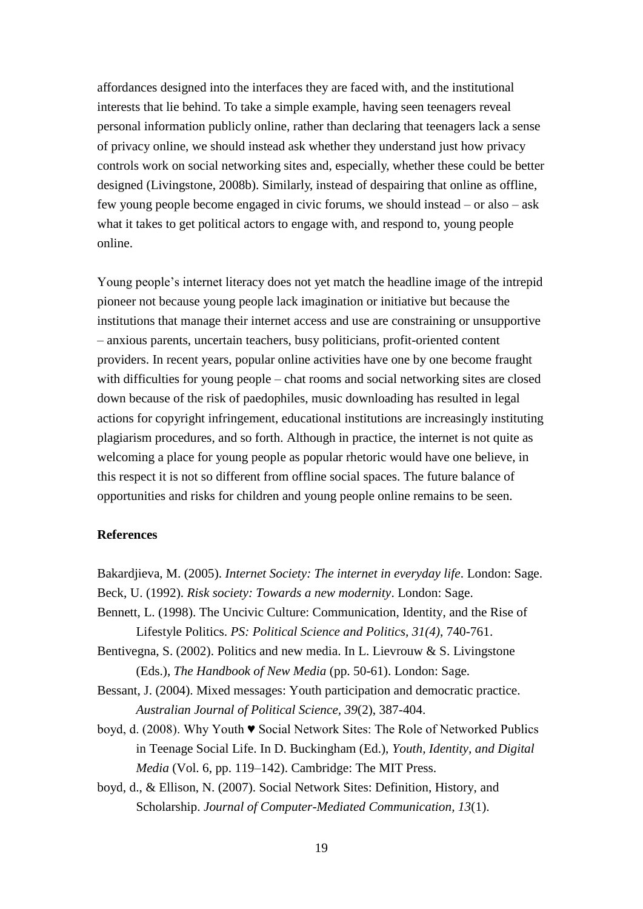affordances designed into the interfaces they are faced with, and the institutional interests that lie behind. To take a simple example, having seen teenagers reveal personal information publicly online, rather than declaring that teenagers lack a sense of privacy online, we should instead ask whether they understand just how privacy controls work on social networking sites and, especially, whether these could be better designed (Livingstone, 2008b). Similarly, instead of despairing that online as offline, few young people become engaged in civic forums, we should instead – or also – ask what it takes to get political actors to engage with, and respond to, young people online.

Young people's internet literacy does not yet match the headline image of the intrepid pioneer not because young people lack imagination or initiative but because the institutions that manage their internet access and use are constraining or unsupportive – anxious parents, uncertain teachers, busy politicians, profit-oriented content providers. In recent years, popular online activities have one by one become fraught with difficulties for young people – chat rooms and social networking sites are closed down because of the risk of paedophiles, music downloading has resulted in legal actions for copyright infringement, educational institutions are increasingly instituting plagiarism procedures, and so forth. Although in practice, the internet is not quite as welcoming a place for young people as popular rhetoric would have one believe, in this respect it is not so different from offline social spaces. The future balance of opportunities and risks for children and young people online remains to be seen.

**References**

Bakardjieva, M. (2005). *Internet Society: The internet in everyday life*. London: Sage.

Beck, U. (1992). *Risk society: Towards a new modernity*. London: Sage.

Bennett, L. (1998). The Uncivic Culture: Communication, Identity, and the Rise of Lifestyle Politics. *PS: Political Science and Politics, 31(4)*, 740-761.

Bentivegna, S. (2002). Politics and new media. In L. Lievrouw & S. Livingstone (Eds.), *The Handbook of New Media* (pp. 50-61). London: Sage.

Bessant, J. (2004). Mixed messages: Youth participation and democratic practice. *Australian Journal of Political Science, 39*(2), 387-404.

boyd, d. (2008). Why Youth ♥ Social Network Sites: The Role of Networked Publics in Teenage Social Life. In D. Buckingham (Ed.), *Youth, Identity, and Digital Media* (Vol. 6, pp. 119–142). Cambridge: The MIT Press.

boyd, d., & Ellison, N. (2007). Social Network Sites: Definition, History, and Scholarship. *Journal of Computer-Mediated Communication, 13*(1).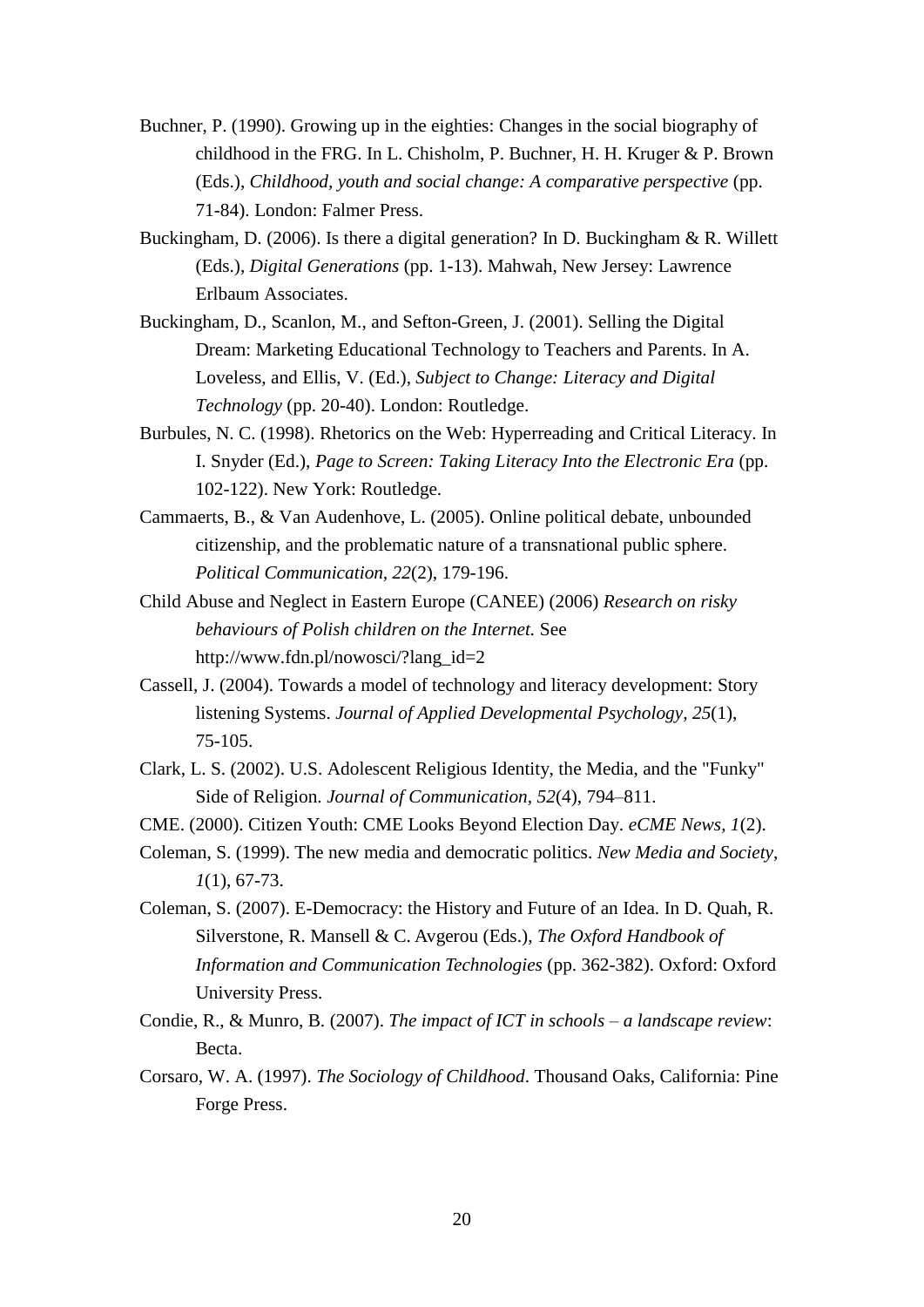Buchner, P. (1990). Growing up in the eighties: Changes in the social biography of childhood in the FRG. In L. Chisholm, P. Buchner, H. H. Kruger & P. Brown (Eds.), *Childhood, youth and social change: A comparative perspective* (pp. 71-84). London: Falmer Press.

Buckingham, D. (2006). Is there a digital generation? In D. Buckingham & R. Willett (Eds.), *Digital Generations* (pp. 1-13). Mahwah, New Jersey: Lawrence Erlbaum Associates.

Buckingham, D., Scanlon, M., and Sefton-Green, J. (2001). Selling the Digital Dream: Marketing Educational Technology to Teachers and Parents. In A. Loveless, and Ellis, V. (Ed.), *Subject to Change: Literacy and Digital Technology* (pp. 20-40). London: Routledge.

Burbules, N. C. (1998). Rhetorics on the Web: Hyperreading and Critical Literacy. In I. Snyder (Ed.), *Page to Screen: Taking Literacy Into the Electronic Era* (pp. 102-122). New York: Routledge.

Cammaerts, B., & Van Audenhove, L. (2005). Online political debate, unbounded citizenship, and the problematic nature of a transnational public sphere. *Political Communication, 22*(2), 179-196.

Child Abuse and Neglect in Eastern Europe (CANEE) (2006) *Research on risky behaviours of Polish children on the Internet.* See http://www.fdn.pl/nowosci/?lang_id=2

Cassell, J. (2004). Towards a model of technology and literacy development: Story listening Systems. *Journal of Applied Developmental Psychology, 25*(1), 75-105.

Clark, L. S. (2002). U.S. Adolescent Religious Identity, the Media, and the "Funky" Side of Religion. *Journal of Communication, 52*(4), 794–811.

CME. (2000). Citizen Youth: CME Looks Beyond Election Day. *eCME News, 1*(2).

Coleman, S. (1999). The new media and democratic politics. *New Media and Society, 1*(1), 67-73.

Coleman, S. (2007). E-Democracy: the History and Future of an Idea. In D. Quah, R. Silverstone, R. Mansell & C. Avgerou (Eds.), *The Oxford Handbook of Information and Communication Technologies* (pp. 362-382). Oxford: Oxford University Press.

Condie, R., & Munro, B. (2007). *The impact of ICT in schools – a landscape review*: Becta.

Corsaro, W. A. (1997). *The Sociology of Childhood*. Thousand Oaks, California: Pine Forge Press.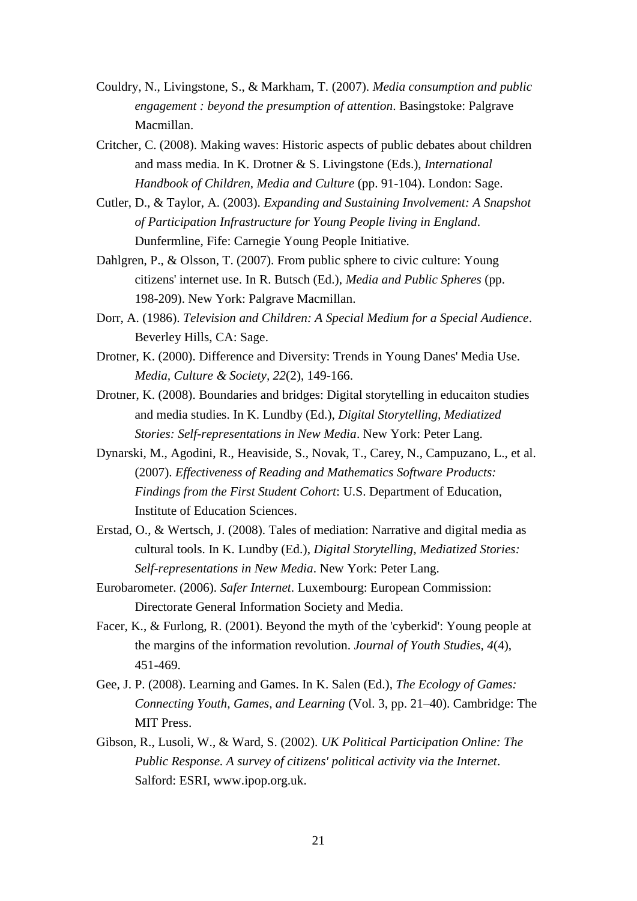Couldry, N., Livingstone, S., & Markham, T. (2007). *Media consumption and public engagement : beyond the presumption of attention*. Basingstoke: Palgrave Macmillan.

Critcher, C. (2008). Making waves: Historic aspects of public debates about children and mass media. In K. Drotner & S. Livingstone (Eds.), *International Handbook of Children, Media and Culture* (pp. 91-104). London: Sage.

Cutler, D., & Taylor, A. (2003). *Expanding and Sustaining Involvement: A Snapshot of Participation Infrastructure for Young People living in England*. Dunfermline, Fife: Carnegie Young People Initiative.

Dahlgren, P., & Olsson, T. (2007). From public sphere to civic culture: Young citizens' internet use. In R. Butsch (Ed.), *Media and Public Spheres* (pp. 198-209). New York: Palgrave Macmillan.

Dorr, A. (1986). *Television and Children: A Special Medium for a Special Audience*. Beverley Hills, CA: Sage.

Drotner, K. (2000). Difference and Diversity: Trends in Young Danes' Media Use. *Media, Culture & Society, 22*(2), 149-166.

Drotner, K. (2008). Boundaries and bridges: Digital storytelling in educaiton studies and media studies. In K. Lundby (Ed.), *Digital Storytelling, Mediatized Stories: Self-representations in New Media*. New York: Peter Lang.

Dynarski, M., Agodini, R., Heaviside, S., Novak, T., Carey, N., Campuzano, L., et al. (2007). *Effectiveness of Reading and Mathematics Software Products: Findings from the First Student Cohort*: U.S. Department of Education, Institute of Education Sciences.

Erstad, O., & Wertsch, J. (2008). Tales of mediation: Narrative and digital media as cultural tools. In K. Lundby (Ed.), *Digital Storytelling, Mediatized Stories: Self-representations in New Media*. New York: Peter Lang.

Eurobarometer. (2006). *Safer Internet*. Luxembourg: European Commission: Directorate General Information Society and Media.

Facer, K., & Furlong, R. (2001). Beyond the myth of the 'cyberkid': Young people at the margins of the information revolution. *Journal of Youth Studies, 4*(4), 451-469.

Gee, J. P. (2008). Learning and Games. In K. Salen (Ed.), *The Ecology of Games: Connecting Youth, Games, and Learning* (Vol. 3, pp. 21–40). Cambridge: The MIT Press.

Gibson, R., Lusoli, W., & Ward, S. (2002). *UK Political Participation Online: The Public Response. A survey of citizens' political activity via the Internet*. Salford: ESRI, www.ipop.org.uk.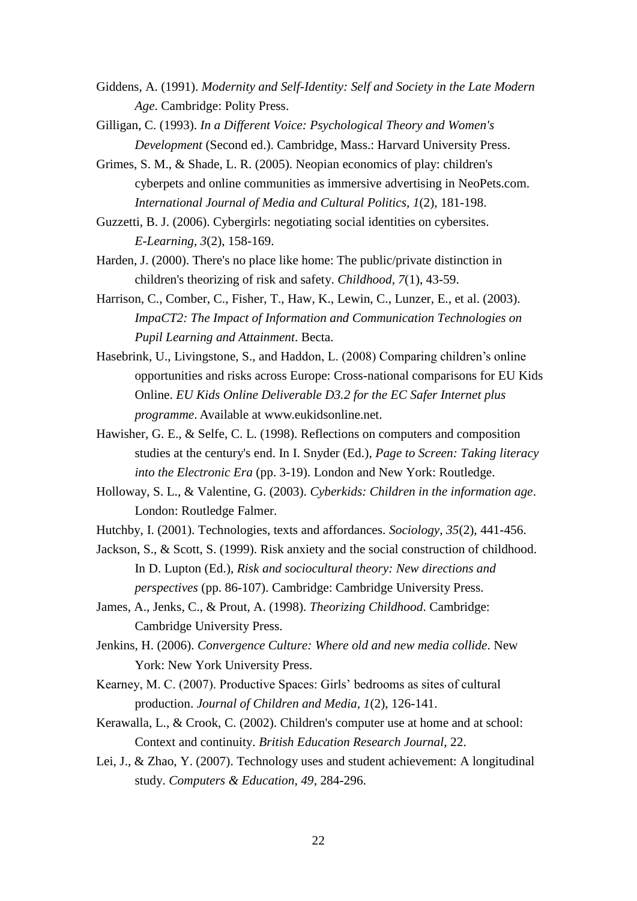Giddens, A. (1991). *Modernity and Self-Identity: Self and Society in the Late Modern Age*. Cambridge: Polity Press.

Gilligan, C. (1993). *In a Different Voice: Psychological Theory and Women's Development* (Second ed.). Cambridge, Mass.: Harvard University Press.

Grimes, S. M., & Shade, L. R. (2005). Neopian economics of play: children's cyberpets and online communities as immersive advertising in NeoPets.com. *International Journal of Media and Cultural Politics, 1*(2), 181-198.

Guzzetti, B. J. (2006). Cybergirls: negotiating social identities on cybersites. *E-Learning, 3*(2), 158-169.

Harden, J. (2000). There's no place like home: The public/private distinction in children's theorizing of risk and safety. *Childhood, 7*(1), 43-59.

Harrison, C., Comber, C., Fisher, T., Haw, K., Lewin, C., Lunzer, E., et al. (2003). *ImpaCT2: The Impact of Information and Communication Technologies on Pupil Learning and Attainment*. Becta.

Hasebrink, U., Livingstone, S., and Haddon, L. (2008) Comparing children's online opportunities and risks across Europe: Cross-national comparisons for EU Kids Online. *EU Kids Online Deliverable D3.2 for the EC Safer Internet plus programme*. Available at www.eukidsonline.net.

Hawisher, G. E., & Selfe, C. L. (1998). Reflections on computers and composition studies at the century's end. In I. Snyder (Ed.), *Page to Screen: Taking literacy into the Electronic Era* (pp. 3-19). London and New York: Routledge.

Holloway, S. L., & Valentine, G. (2003). *Cyberkids: Children in the information age*. London: Routledge Falmer.

Hutchby, I. (2001). Technologies, texts and affordances. *Sociology, 35*(2), 441-456.

Jackson, S., & Scott, S. (1999). Risk anxiety and the social construction of childhood. In D. Lupton (Ed.), *Risk and sociocultural theory: New directions and perspectives* (pp. 86-107). Cambridge: Cambridge University Press.

James, A., Jenks, C., & Prout, A. (1998). *Theorizing Childhood*. Cambridge: Cambridge University Press.

Jenkins, H. (2006). *Convergence Culture: Where old and new media collide*. New York: New York University Press.

Kearney, M. C. (2007). Productive Spaces: Girls' bedrooms as sites of cultural production. *Journal of Children and Media, 1*(2), 126-141.

Kerawalla, L., & Crook, C. (2002). Children's computer use at home and at school: Context and continuity. *British Education Research Journal*, 22.

Lei, J., & Zhao, Y. (2007). Technology uses and student achievement: A longitudinal study. *Computers & Education, 49*, 284-296.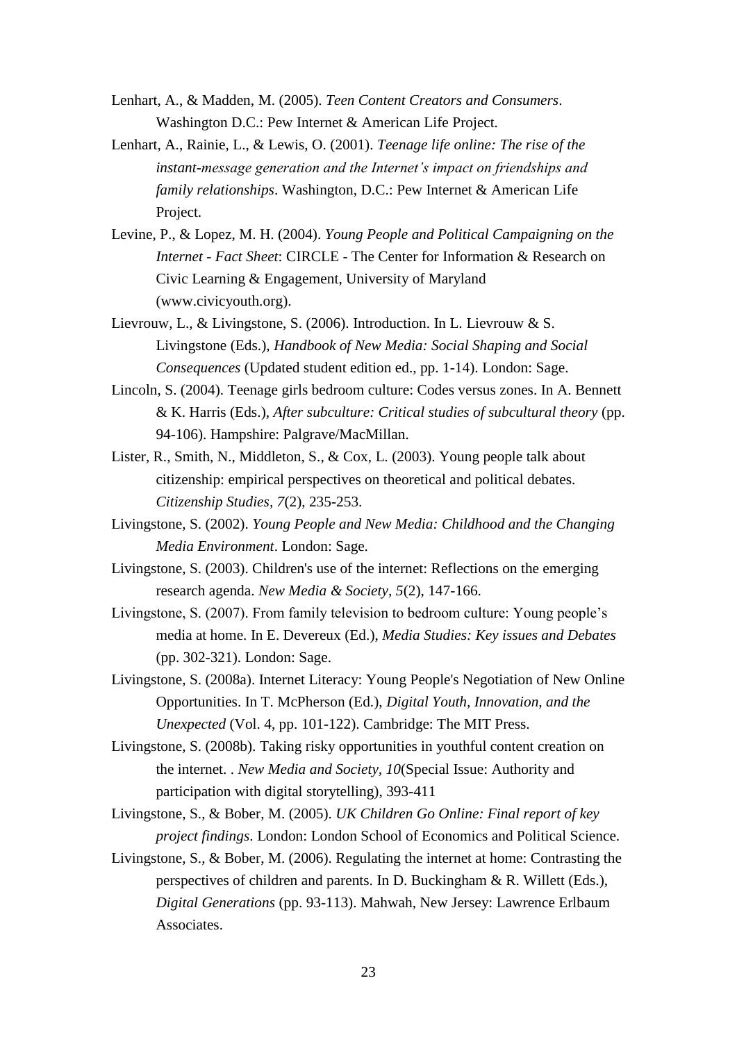Lenhart, A., & Madden, M. (2005). *Teen Content Creators and Consumers*. Washington D.C.: Pew Internet & American Life Project.

Lenhart, A., Rainie, L., & Lewis, O. (2001). *Teenage life online: The rise of the instant-message generation and the Internet's impact on friendships and family relationships*. Washington, D.C.: Pew Internet & American Life Project.

Levine, P., & Lopez, M. H. (2004). *Young People and Political Campaigning on the Internet - Fact Sheet*: CIRCLE - The Center for Information & Research on Civic Learning & Engagement, University of Maryland (www.civicyouth.org).

Lievrouw, L., & Livingstone, S. (2006). Introduction. In L. Lievrouw & S. Livingstone (Eds.), *Handbook of New Media: Social Shaping and Social Consequences* (Updated student edition ed., pp. 1-14). London: Sage.

Lincoln, S. (2004). Teenage girls bedroom culture: Codes versus zones. In A. Bennett & K. Harris (Eds.), *After subculture: Critical studies of subcultural theory* (pp. 94-106). Hampshire: Palgrave/MacMillan.

Lister, R., Smith, N., Middleton, S., & Cox, L. (2003). Young people talk about citizenship: empirical perspectives on theoretical and political debates. *Citizenship Studies, 7*(2), 235-253.

Livingstone, S. (2002). *Young People and New Media: Childhood and the Changing Media Environment*. London: Sage.

Livingstone, S. (2003). Children's use of the internet: Reflections on the emerging research agenda. *New Media & Society, 5*(2), 147-166.

Livingstone, S. (2007). From family television to bedroom culture: Young people's media at home. In E. Devereux (Ed.), *Media Studies: Key issues and Debates* (pp. 302-321). London: Sage.

Livingstone, S. (2008a). Internet Literacy: Young People's Negotiation of New Online Opportunities. In T. McPherson (Ed.), *Digital Youth, Innovation, and the Unexpected* (Vol. 4, pp. 101-122). Cambridge: The MIT Press.

Livingstone, S. (2008b). Taking risky opportunities in youthful content creation on the internet. . *New Media and Society, 10*(Special Issue: Authority and participation with digital storytelling), 393-411

Livingstone, S., & Bober, M. (2005). *UK Children Go Online: Final report of key project findings*. London: London School of Economics and Political Science.

Livingstone, S., & Bober, M. (2006). Regulating the internet at home: Contrasting the perspectives of children and parents. In D. Buckingham & R. Willett (Eds.), *Digital Generations* (pp. 93-113). Mahwah, New Jersey: Lawrence Erlbaum Associates.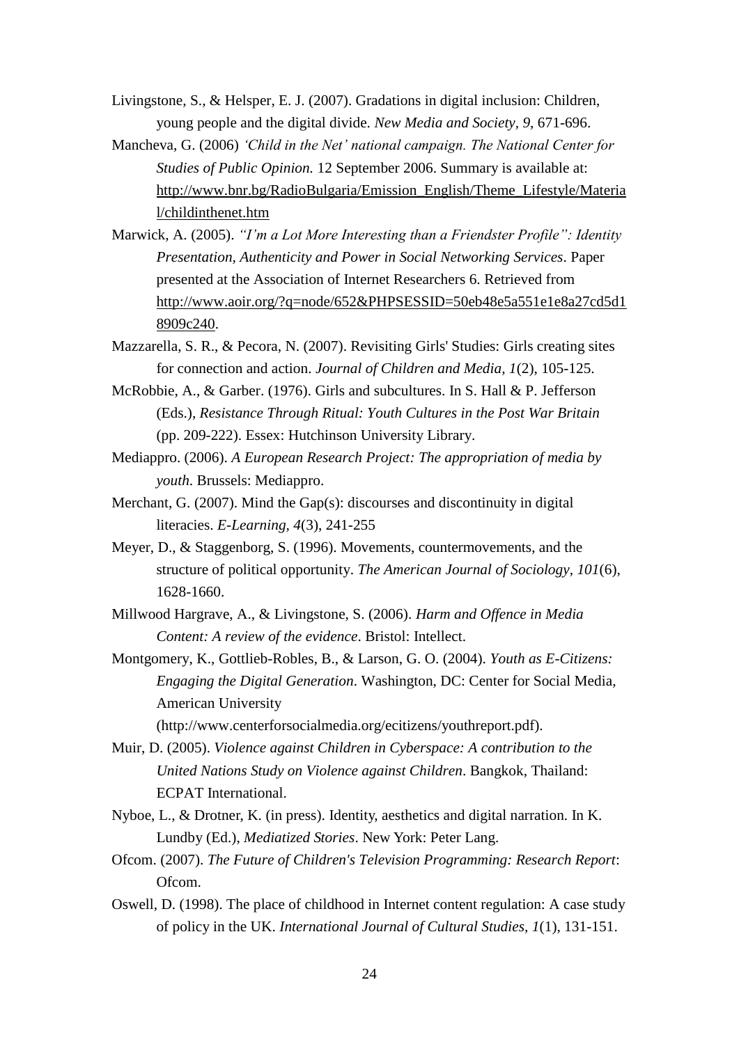Livingstone, S., & Helsper, E. J. (2007). Gradations in digital inclusion: Children, young people and the digital divide. *New Media and Society, 9*, 671-696.

Mancheva, G. (2006) *'Child in the Net' national campaign. The National Center for Studies of Public Opinion.* 12 September 2006. Summary is available at: http://www.bnr.bg/RadioBulgaria/Emission_English/Theme_Lifestyle/Material/childinthenet.htm

Marwick, A. (2005). *"I'm a Lot More Interesting than a Friendster Profile": Identity Presentation, Authenticity and Power in Social Networking Services*. Paper presented at the Association of Internet Researchers 6. Retrieved from http://www.aoir.org/?q=node/652&PHPSESSID=50eb48e5a551e1e8a27cd5d18909c240.

Mazzarella, S. R., & Pecora, N. (2007). Revisiting Girls' Studies: Girls creating sites for connection and action. *Journal of Children and Media, 1*(2), 105-125.

McRobbie, A., & Garber. (1976). Girls and subcultures. In S. Hall & P. Jefferson (Eds.), *Resistance Through Ritual: Youth Cultures in the Post War Britain* (pp. 209-222). Essex: Hutchinson University Library.

Mediappro. (2006). *A European Research Project: The appropriation of media by youth*. Brussels: Mediappro.

Merchant, G. (2007). Mind the Gap(s): discourses and discontinuity in digital literacies. *E-Learning, 4*(3), 241-255

Meyer, D., & Staggenborg, S. (1996). Movements, countermovements, and the structure of political opportunity. *The American Journal of Sociology, 101*(6), 1628-1660.

Millwood Hargrave, A., & Livingstone, S. (2006). *Harm and Offence in Media Content: A review of the evidence*. Bristol: Intellect.

Montgomery, K., Gottlieb-Robles, B., & Larson, G. O. (2004). *Youth as E-Citizens: Engaging the Digital Generation*. Washington, DC: Center for Social Media, American University (http://www.centerforsocialmedia.org/ecitizens/youthreport.pdf).

Muir, D. (2005). *Violence against Children in Cyberspace: A contribution to the United Nations Study on Violence against Children*. Bangkok, Thailand: ECPAT International.

Nyboe, L., & Drotner, K. (in press). Identity, aesthetics and digital narration. In K. Lundby (Ed.), *Mediatized Stories*. New York: Peter Lang.

Ofcom. (2007). *The Future of Children's Television Programming: Research Report*: Ofcom.

Oswell, D. (1998). The place of childhood in Internet content regulation: A case study of policy in the UK. *International Journal of Cultural Studies, 1*(1), 131-151.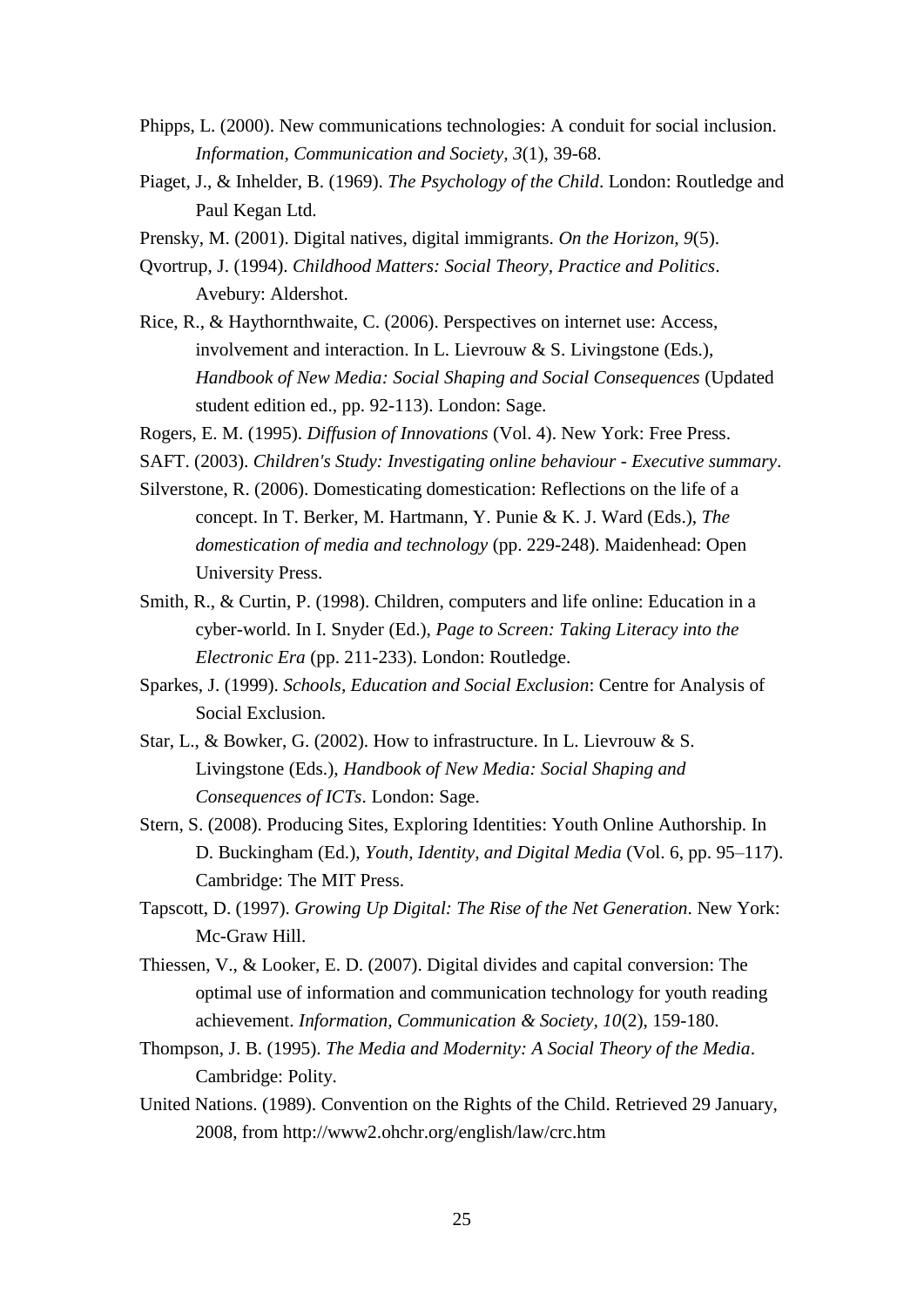Phipps, L. (2000). New communications technologies: A conduit for social inclusion. *Information, Communication and Society, 3*(1), 39-68.

Piaget, J., & Inhelder, B. (1969). *The Psychology of the Child*. London: Routledge and Paul Kegan Ltd.

Prensky, M. (2001). Digital natives, digital immigrants. *On the Horizon, 9*(5).

Qvortrup, J. (1994). *Childhood Matters: Social Theory, Practice and Politics*. Avebury: Aldershot.

Rice, R., & Haythornthwaite, C. (2006). Perspectives on internet use: Access, involvement and interaction. In L. Lievrouw & S. Livingstone (Eds.), *Handbook of New Media: Social Shaping and Social Consequences* (Updated student edition ed., pp. 92-113). London: Sage.

Rogers, E. M. (1995). *Diffusion of Innovations* (Vol. 4). New York: Free Press.

SAFT. (2003). *Children's Study: Investigating online behaviour - Executive summary*.

Silverstone, R. (2006). Domesticating domestication: Reflections on the life of a concept. In T. Berker, M. Hartmann, Y. Punie & K. J. Ward (Eds.), *The domestication of media and technology* (pp. 229-248). Maidenhead: Open University Press.

Smith, R., & Curtin, P. (1998). Children, computers and life online: Education in a cyber-world. In I. Snyder (Ed.), *Page to Screen: Taking Literacy into the Electronic Era* (pp. 211-233). London: Routledge.

Sparkes, J. (1999). *Schools, Education and Social Exclusion*: Centre for Analysis of Social Exclusion.

Star, L., & Bowker, G. (2002). How to infrastructure. In L. Lievrouw & S. Livingstone (Eds.), *Handbook of New Media: Social Shaping and Consequences of ICTs*. London: Sage.

Stern, S. (2008). Producing Sites, Exploring Identities: Youth Online Authorship. In D. Buckingham (Ed.), *Youth, Identity, and Digital Media* (Vol. 6, pp. 95–117). Cambridge: The MIT Press.

Tapscott, D. (1997). *Growing Up Digital: The Rise of the Net Generation*. New York: Mc-Graw Hill.

Thiessen, V., & Looker, E. D. (2007). Digital divides and capital conversion: The optimal use of information and communication technology for youth reading achievement. *Information, Communication & Society, 10*(2), 159-180.

Thompson, J. B. (1995). *The Media and Modernity: A Social Theory of the Media*. Cambridge: Polity.

United Nations. (1989). Convention on the Rights of the Child. Retrieved 29 January, 2008, from http://www2.ohchr.org/english/law/crc.htm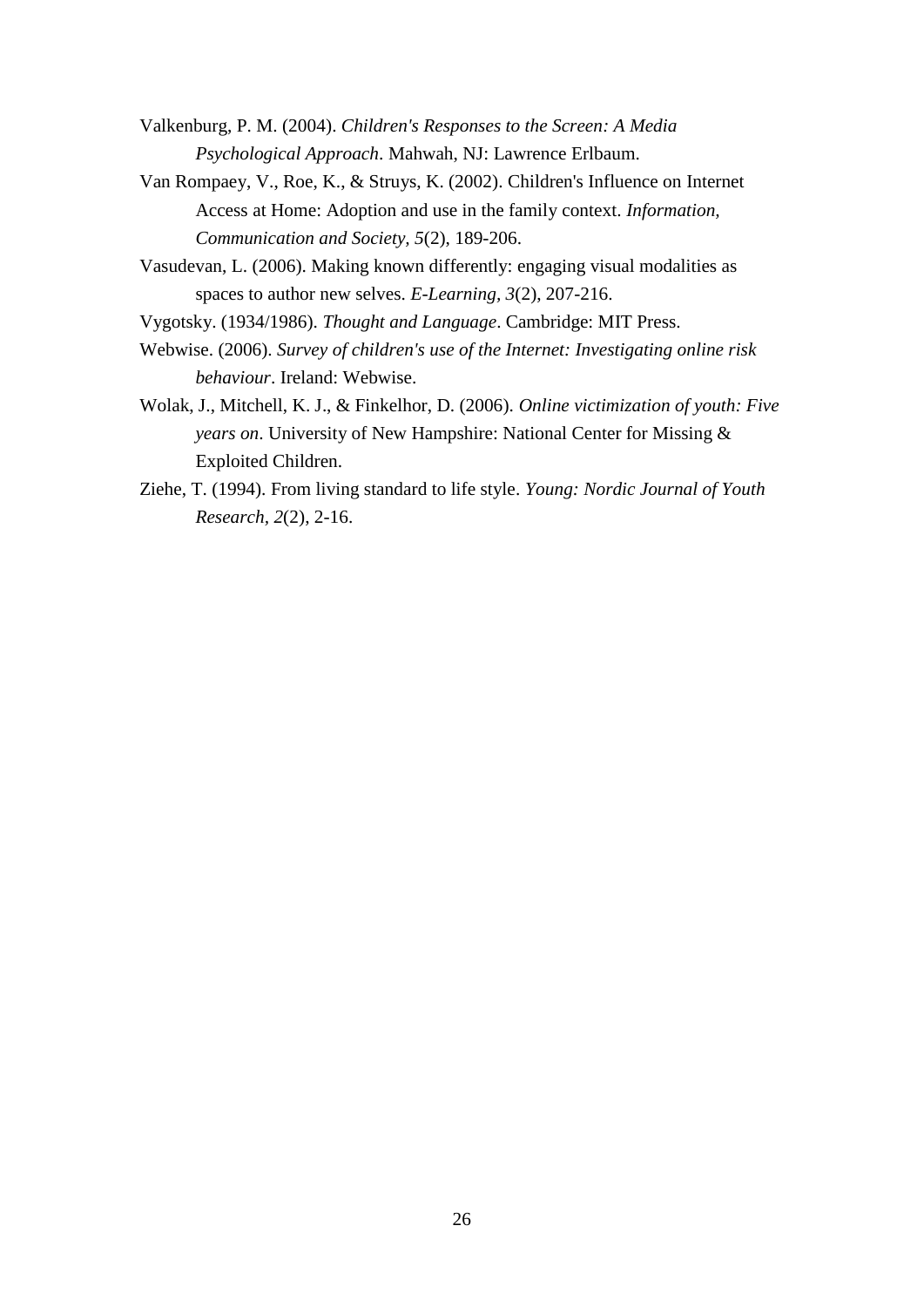Valkenburg, P. M. (2004). *Children's Responses to the Screen: A Media Psychological Approach*. Mahwah, NJ: Lawrence Erlbaum.

Van Rompaey, V., Roe, K., & Struys, K. (2002). Children's Influence on Internet Access at Home: Adoption and use in the family context. *Information, Communication and Society, 5*(2), 189-206.

Vasudevan, L. (2006). Making known differently: engaging visual modalities as spaces to author new selves. *E-Learning, 3*(2), 207-216.

Vygotsky. (1934/1986). *Thought and Language*. Cambridge: MIT Press.

Webwise. (2006). *Survey of children's use of the Internet: Investigating online risk behaviour*. Ireland: Webwise.

Wolak, J., Mitchell, K. J., & Finkelhor, D. (2006). *Online victimization of youth: Five years on*. University of New Hampshire: National Center for Missing & Exploited Children.

Ziehe, T. (1994). From living standard to life style. *Young: Nordic Journal of Youth Research, 2*(2), 2-16.